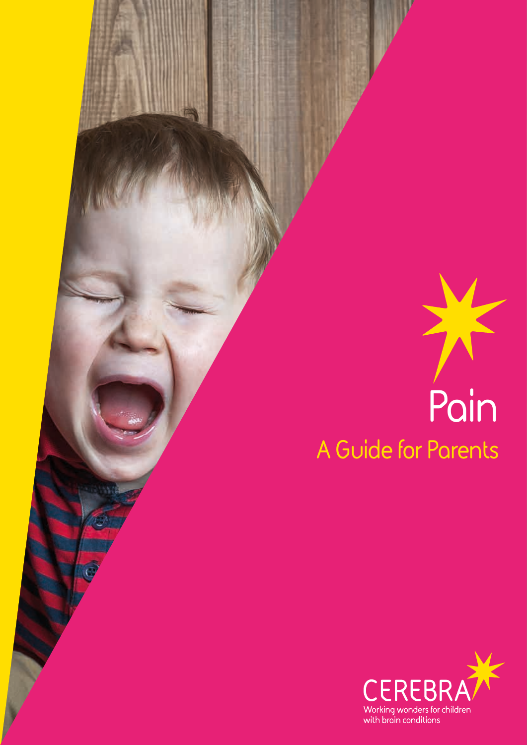# Pain

## A Guide for Parents

CEREBRA

Working wonders for children with brain conditions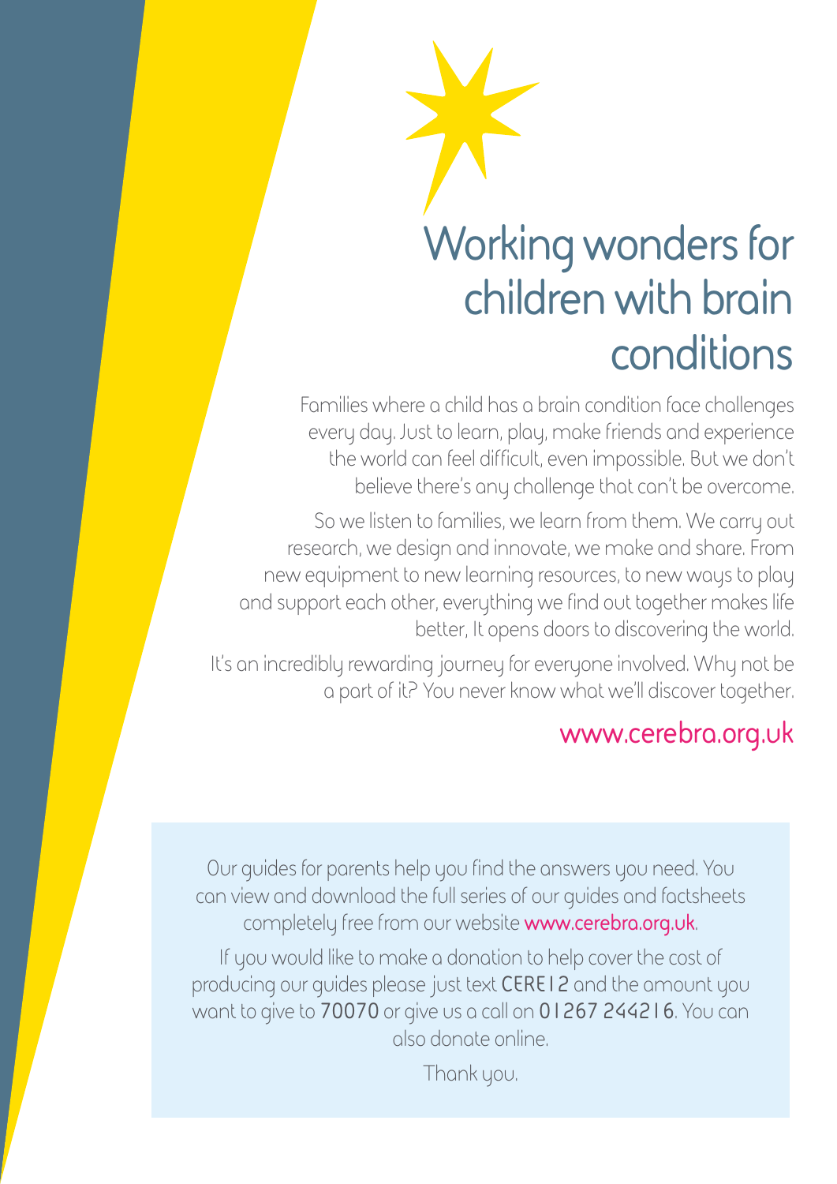# Working wonders for children with brain conditions

Families where a child has a brain condition face challenges every day. Just to learn, play, make friends and experience the world can feel difficult, even impossible. But we don't believe there's any challenge that can't be overcome.

So we listen to families, we learn from them. We carry out research, we design and innovate, we make and share. From new equipment to new learning resources, to new ways to play and support each other, everything we find out together makes life better, It opens doors to discovering the world.

It's an incredibly rewarding journey for everyone involved. Why not be a part of it? You never know what we'll discover together.

www.cerebra.org.uk

Our guides for parents help you find the answers you need. You can view and download the full series of our guides and factsheets completely free from our website www.cerebra.org.uk.

If you would like to make a donation to help cover the cost of producing our guides please just text **CERE12** and the amount you want to give to **70070** or give us a call on **01267 244216**. You can also donate online.

Thank you.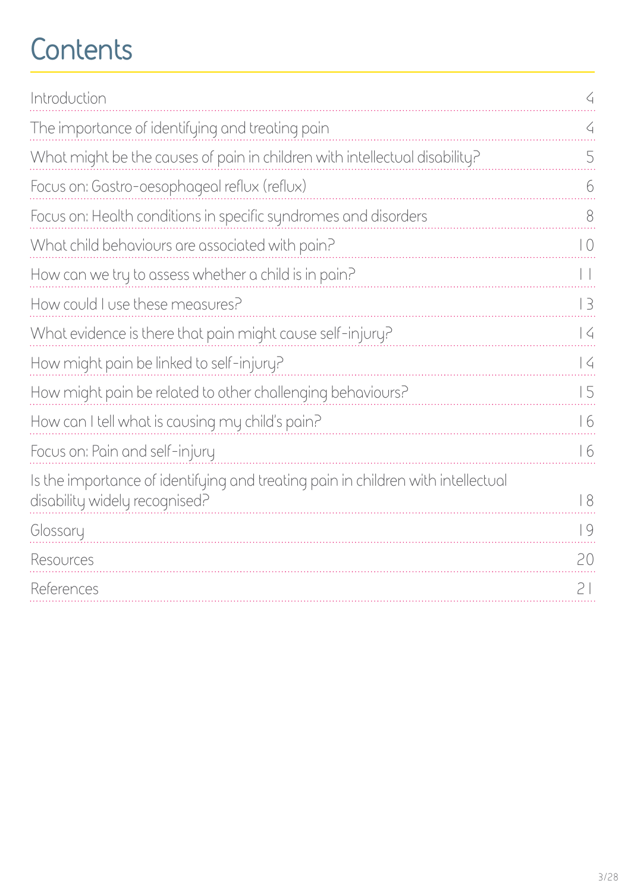# Contents

| | |
|---|---|
| Introduction | 4 |
| The importance of identifying and treating pain | 4 |
| What might be the causes of pain in children with intellectual disability? | 5 |
| Focus on: Gastro-oesophageal reflux (reflux) | 6 |
| Focus on: Health conditions in specific syndromes and disorders | 8 |
| What child behaviours are associated with pain? | 10 |
| How can we try to assess whether a child is in pain? | 11 |
| How could I use these measures? | 13 |
| What evidence is there that pain might cause self-injury? | 14 |
| How might pain be linked to self-injury? | 14 |
| How might pain be related to other challenging behaviours? | 15 |
| How can I tell what is causing my child's pain? | 16 |
| Focus on: Pain and self-injury | 16 |
| Is the importance of identifying and treating pain in children with intellectual disability widely recognised? | 18 |
| Glossary | 19 |
| Resources | 20 |
| References | 21 |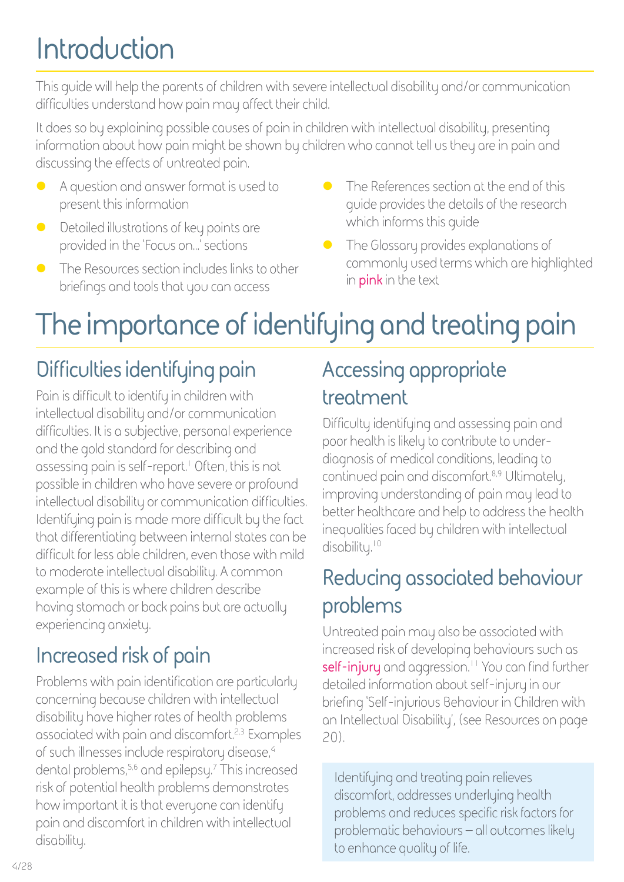# Introduction

This guide will help the parents of children with severe intellectual disability and/or communication difficulties understand how pain may affect their child.

It does so by explaining possible causes of pain in children with intellectual disability, presenting information about how pain might be shown by children who cannot tell us they are in pain and discussing the effects of untreated pain.

- A question and answer format is used to present this information
- Detailed illustrations of key points are provided in the 'Focus on...' sections
- The Resources section includes links to other briefings and tools that you can access
- The References section at the end of this guide provides the details of the research which informs this guide
- The Glossary provides explanations of commonly used terms which are highlighted in pink in the text

# The importance of identifying and treating pain

## Difficulties identifying pain

Pain is difficult to identify in children with intellectual disability and/or communication difficulties. It is a subjective, personal experience and the gold standard for describing and assessing pain is self-report.[1] Often, this is not possible in children who have severe or profound intellectual disability or communication difficulties. Identifying pain is made more difficult by the fact that differentiating between internal states can be difficult for less able children, even those with mild to moderate intellectual disability. A common example of this is where children describe having stomach or back pains but are actually experiencing anxiety.

## Increased risk of pain

Problems with pain identification are particularly concerning because children with intellectual disability have higher rates of health problems associated with pain and discomfort.[2,3] Examples of such illnesses include respiratory disease,[4] dental problems,[5,6] and epilepsy.[7] This increased risk of potential health problems demonstrates how important it is that everyone can identify pain and discomfort in children with intellectual disability.

## Accessing appropriate treatment

Difficulty identifying and assessing pain and poor health is likely to contribute to under-diagnosis of medical conditions, leading to continued pain and discomfort.[8,9] Ultimately, improving understanding of pain may lead to better healthcare and help to address the health inequalities faced by children with intellectual disability.[10]

## Reducing associated behaviour problems

Untreated pain may also be associated with increased risk of developing behaviours such as self-injury and aggression.[11] You can find further detailed information about self-injury in our briefing 'Self-injurious Behaviour in Children with an Intellectual Disability', (see Resources on page 20).

Identifying and treating pain relieves discomfort, addresses underlying health problems and reduces specific risk factors for problematic behaviours – all outcomes likely to enhance quality of life.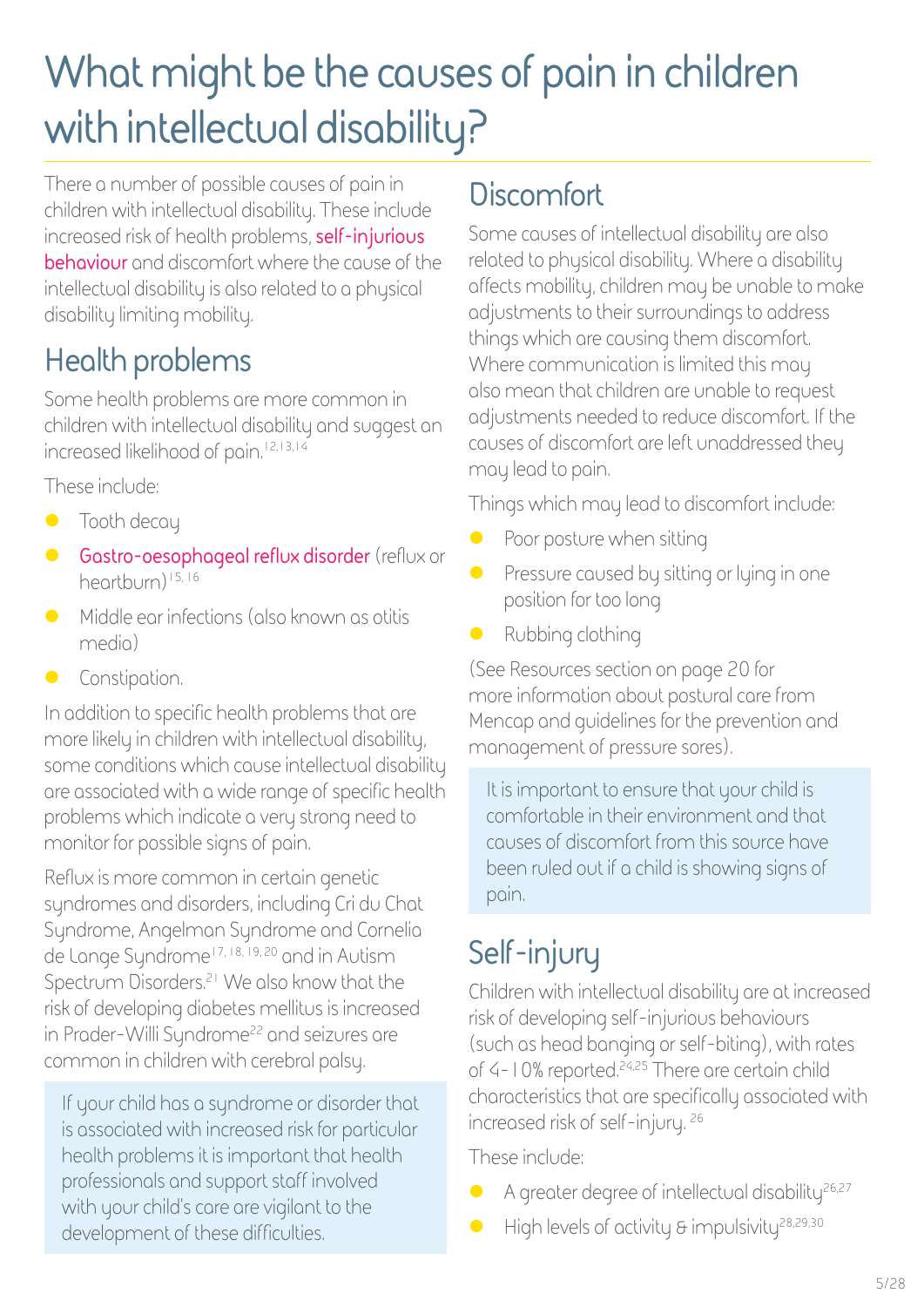# What might be the causes of pain in children with intellectual disability?

There a number of possible causes of pain in children with intellectual disability. These include increased risk of health problems, self-injurious behaviour and discomfort where the cause of the intellectual disability is also related to a physical disability limiting mobility.

## Health problems

Some health problems are more common in children with intellectual disability and suggest an increased likelihood of pain.[12,13,14]

These include:

- Tooth decay
- Gastro-oesophageal reflux disorder (reflux or heartburn)[15,16]
- Middle ear infections (also known as otitis media)
- Constipation.

In addition to specific health problems that are more likely in children with intellectual disability, some conditions which cause intellectual disability are associated with a wide range of specific health problems which indicate a very strong need to monitor for possible signs of pain.

Reflux is more common in certain genetic syndromes and disorders, including Cri du Chat Syndrome, Angelman Syndrome and Cornelia de Lange Syndrome[17,18,19,20] and in Autism Spectrum Disorders.[21] We also know that the risk of developing diabetes mellitus is increased in Prader-Willi Syndrome[22] and seizures are common in children with cerebral palsy.

> If your child has a syndrome or disorder that is associated with increased risk for particular health problems it is important that health professionals and support staff involved with your child's care are vigilant to the development of these difficulties.

## Discomfort

Some causes of intellectual disability are also related to physical disability. Where a disability affects mobility, children may be unable to make adjustments to their surroundings to address things which are causing them discomfort. Where communication is limited this may also mean that children are unable to request adjustments needed to reduce discomfort. If the causes of discomfort are left unaddressed they may lead to pain.

Things which may lead to discomfort include:

- Poor posture when sitting
- Pressure caused by sitting or lying in one position for too long
- Rubbing clothing

(See Resources section on page 20 for more information about postural care from Mencap and guidelines for the prevention and management of pressure sores).

> It is important to ensure that your child is comfortable in their environment and that causes of discomfort from this source have been ruled out if a child is showing signs of pain.

## Self-injury

Children with intellectual disability are at increased risk of developing self-injurious behaviours (such as head banging or self-biting), with rates of 4-10% reported.[24,25] There are certain child characteristics that are specifically associated with increased risk of self-injury.[26]

These include:

- A greater degree of intellectual disability[26,27]
- High levels of activity & impulsivity[28,29,30]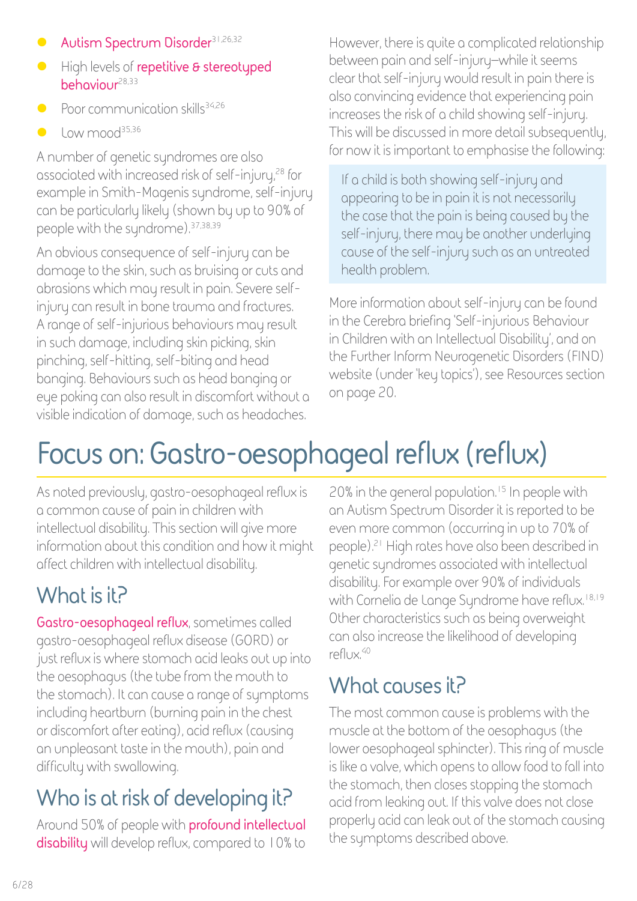- Autism Spectrum Disorder[31,26,32]
- High levels of repetitive & stereotyped behaviour[28,33]
- Poor communication skills[34,26]
- Low mood[35,36]

A number of genetic syndromes are also associated with increased risk of self-injury,[28] for example in Smith-Magenis syndrome, self-injury can be particularly likely (shown by up to 90% of people with the syndrome).[37,38,39]

An obvious consequence of self-injury can be damage to the skin, such as bruising or cuts and abrasions which may result in pain. Severe self-injury can result in bone trauma and fractures. A range of self-injurious behaviours may result in such damage, including skin picking, skin pinching, self-hitting, self-biting and head banging. Behaviours such as head banging or eye poking can also result in discomfort without a visible indication of damage, such as headaches.

However, there is quite a complicated relationship between pain and self-injury—while it seems clear that self-injury would result in pain there is also convincing evidence that experiencing pain increases the risk of a child showing self-injury. This will be discussed in more detail subsequently, for now it is important to emphasise the following:

> If a child is both showing self-injury and appearing to be in pain it is not necessarily the case that the pain is being caused by the self-injury, there may be another underlying cause of the self-injury such as an untreated health problem.

More information about self-injury can be found in the Cerebra briefing 'Self-injurious Behaviour in Children with an Intellectual Disability', and on the Further Inform Neurogenetic Disorders (FIND) website (under 'key topics'), see Resources section on page 20.

# Focus on: Gastro-oesophageal reflux (reflux)

As noted previously, gastro-oesophageal reflux is a common cause of pain in children with intellectual disability. This section will give more information about this condition and how it might affect children with intellectual disability.

## What is it?

Gastro-oesophageal reflux, sometimes called gastro-oesophageal reflux disease (GORD) or just reflux is where stomach acid leaks out up into the oesophagus (the tube from the mouth to the stomach). It can cause a range of symptoms including heartburn (burning pain in the chest or discomfort after eating), acid reflux (causing an unpleasant taste in the mouth), pain and difficulty with swallowing.

## Who is at risk of developing it?

Around 50% of people with profound intellectual disability will develop reflux, compared to 10% to 20% in the general population.[15] In people with an Autism Spectrum Disorder it is reported to be even more common (occurring in up to 70% of people).[21] High rates have also been described in genetic syndromes associated with intellectual disability. For example over 90% of individuals with Cornelia de Lange Syndrome have reflux.[18,19] Other characteristics such as being overweight can also increase the likelihood of developing reflux.[40]

## What causes it?

The most common cause is problems with the muscle at the bottom of the oesophagus (the lower oesophageal sphincter). This ring of muscle is like a valve, which opens to allow food to fall into the stomach, then closes stopping the stomach acid from leaking out. If this valve does not close properly acid can leak out of the stomach causing the symptoms described above.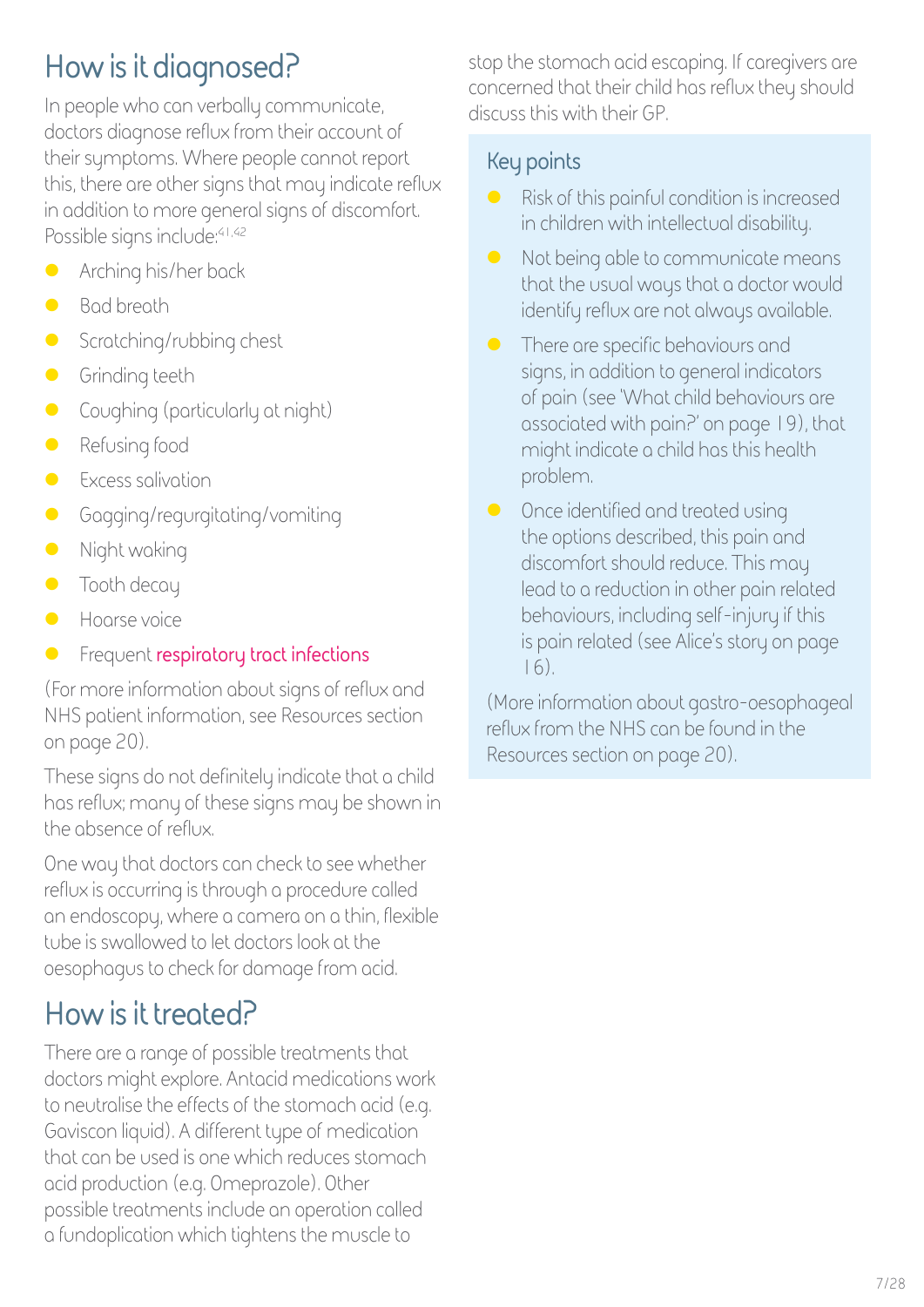## How is it diagnosed?

In people who can verbally communicate, doctors diagnose reflux from their account of their symptoms. Where people cannot report this, there are other signs that may indicate reflux in addition to more general signs of discomfort. Possible signs include:[41,42]

- Arching his/her back
- Bad breath
- Scratching/rubbing chest
- Grinding teeth
- Coughing (particularly at night)
- Refusing food
- Excess salivation
- Gagging/regurgitating/vomiting
- Night waking
- Tooth decay
- Hoarse voice
- Frequent respiratory tract infections

(For more information about signs of reflux and NHS patient information, see Resources section on page 20).

These signs do not definitely indicate that a child has reflux; many of these signs may be shown in the absence of reflux.

One way that doctors can check to see whether reflux is occurring is through a procedure called an endoscopy, where a camera on a thin, flexible tube is swallowed to let doctors look at the oesophagus to check for damage from acid.

## How is it treated?

There are a range of possible treatments that doctors might explore. Antacid medications work to neutralise the effects of the stomach acid (e.g. Gaviscon liquid). A different type of medication that can be used is one which reduces stomach acid production (e.g. Omeprazole). Other possible treatments include an operation called a fundoplication which tightens the muscle to stop the stomach acid escaping. If caregivers are concerned that their child has reflux they should discuss this with their GP.

### Key points

- Risk of this painful condition is increased in children with intellectual disability.
- Not being able to communicate means that the usual ways that a doctor would identify reflux are not always available.
- There are specific behaviours and signs, in addition to general indicators of pain (see 'What child behaviours are associated with pain?' on page 19), that might indicate a child has this health problem.
- Once identified and treated using the options described, this pain and discomfort should reduce. This may lead to a reduction in other pain related behaviours, including self-injury if this is pain related (see Alice's story on page 16).

(More information about gastro-oesophageal reflux from the NHS can be found in the Resources section on page 20).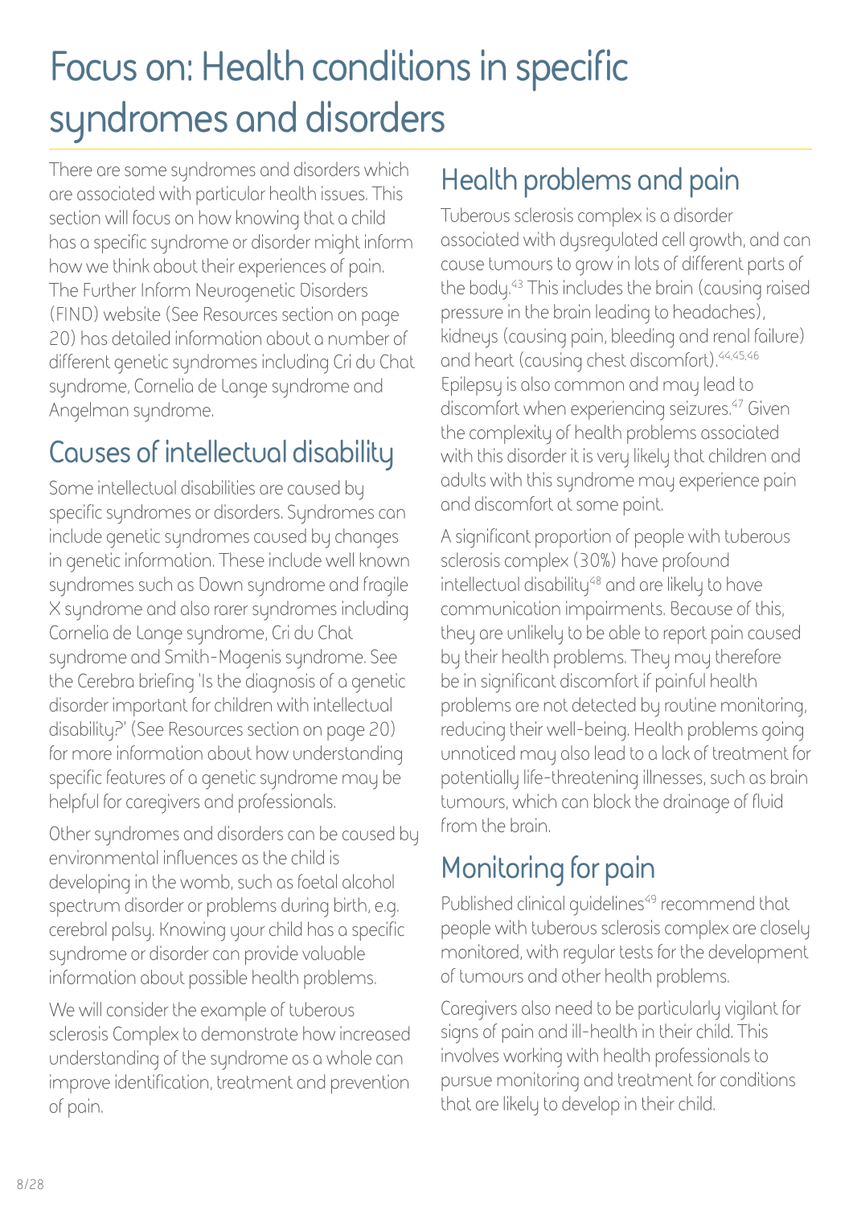# Focus on: Health conditions in specific syndromes and disorders

There are some syndromes and disorders which are associated with particular health issues. This section will focus on how knowing that a child has a specific syndrome or disorder might inform how we think about their experiences of pain. The Further Inform Neurogenetic Disorders (FIND) website (See Resources section on page 20) has detailed information about a number of different genetic syndromes including Cri du Chat syndrome, Cornelia de Lange syndrome and Angelman syndrome.

## Causes of intellectual disability

Some intellectual disabilities are caused by specific syndromes or disorders. Syndromes can include genetic syndromes caused by changes in genetic information. These include well known syndromes such as Down syndrome and fragile X syndrome and also rarer syndromes including Cornelia de Lange syndrome, Cri du Chat syndrome and Smith-Magenis syndrome. See the Cerebra briefing 'Is the diagnosis of a genetic disorder important for children with intellectual disability?' (See Resources section on page 20) for more information about how understanding specific features of a genetic syndrome may be helpful for caregivers and professionals.

Other syndromes and disorders can be caused by environmental influences as the child is developing in the womb, such as foetal alcohol spectrum disorder or problems during birth, e.g. cerebral palsy. Knowing your child has a specific syndrome or disorder can provide valuable information about possible health problems.

We will consider the example of tuberous sclerosis Complex to demonstrate how increased understanding of the syndrome as a whole can improve identification, treatment and prevention of pain.

## Health problems and pain

Tuberous sclerosis complex is a disorder associated with dysregulated cell growth, and can cause tumours to grow in lots of different parts of the body.[43] This includes the brain (causing raised pressure in the brain leading to headaches), kidneys (causing pain, bleeding and renal failure) and heart (causing chest discomfort).[44,45,46] Epilepsy is also common and may lead to discomfort when experiencing seizures.[47] Given the complexity of health problems associated with this disorder it is very likely that children and adults with this syndrome may experience pain and discomfort at some point.

A significant proportion of people with tuberous sclerosis complex (30%) have profound intellectual disability[48] and are likely to have communication impairments. Because of this, they are unlikely to be able to report pain caused by their health problems. They may therefore be in significant discomfort if painful health problems are not detected by routine monitoring, reducing their well-being. Health problems going unnoticed may also lead to a lack of treatment for potentially life-threatening illnesses, such as brain tumours, which can block the drainage of fluid from the brain.

## Monitoring for pain

Published clinical guidelines[49] recommend that people with tuberous sclerosis complex are closely monitored, with regular tests for the development of tumours and other health problems.

Caregivers also need to be particularly vigilant for signs of pain and ill-health in their child. This involves working with health professionals to pursue monitoring and treatment for conditions that are likely to develop in their child.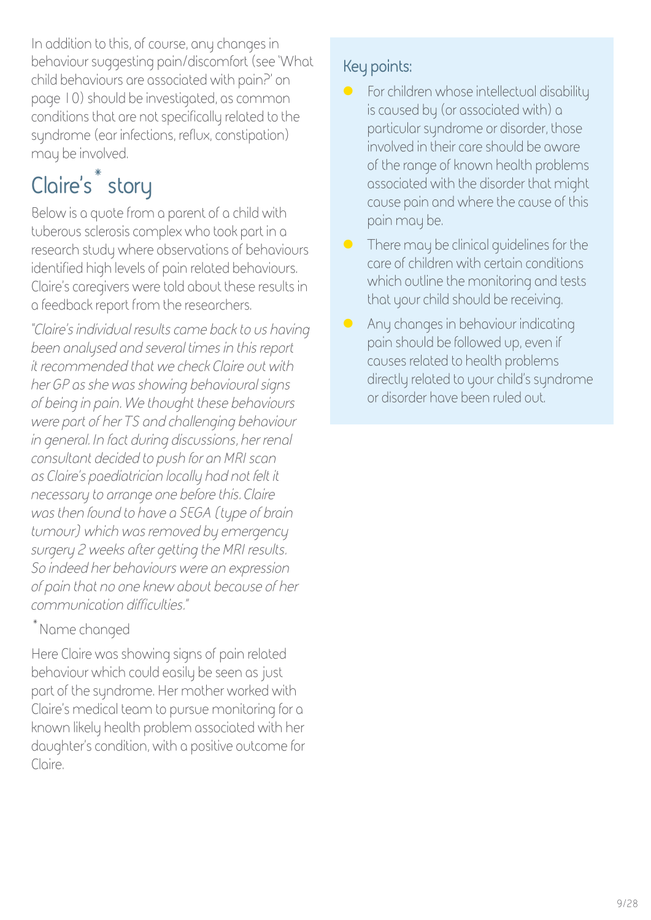In addition to this, of course, any changes in behaviour suggesting pain/discomfort (see 'What child behaviours are associated with pain?' on page 10) should be investigated, as common conditions that are not specifically related to the syndrome (ear infections, reflux, constipation) may be involved.

## Claire's* story

Below is a quote from a parent of a child with tuberous sclerosis complex who took part in a research study where observations of behaviours identified high levels of pain related behaviours. Claire's caregivers were told about these results in a feedback report from the researchers.

*"Claire's individual results came back to us having been analysed and several times in this report it recommended that we check Claire out with her GP as she was showing behavioural signs of being in pain. We thought these behaviours were part of her TS and challenging behaviour in general. In fact during discussions, her renal consultant decided to push for an MRI scan as Claire's paediatrician locally had not felt it necessary to arrange one before this. Claire was then found to have a SEGA (type of brain tumour) which was removed by emergency surgery 2 weeks after getting the MRI results. So indeed her behaviours were an expression of pain that no one knew about because of her communication difficulties."*

*Name changed

Here Claire was showing signs of pain related behaviour which could easily be seen as just part of the syndrome. Her mother worked with Claire's medical team to pursue monitoring for a known likely health problem associated with her daughter's condition, with a positive outcome for Claire.

### Key points:

- For children whose intellectual disability is caused by (or associated with) a particular syndrome or disorder, those involved in their care should be aware of the range of known health problems associated with the disorder that might cause pain and where the cause of this pain may be.
- There may be clinical guidelines for the care of children with certain conditions which outline the monitoring and tests that your child should be receiving.
- Any changes in behaviour indicating pain should be followed up, even if causes related to health problems directly related to your child's syndrome or disorder have been ruled out.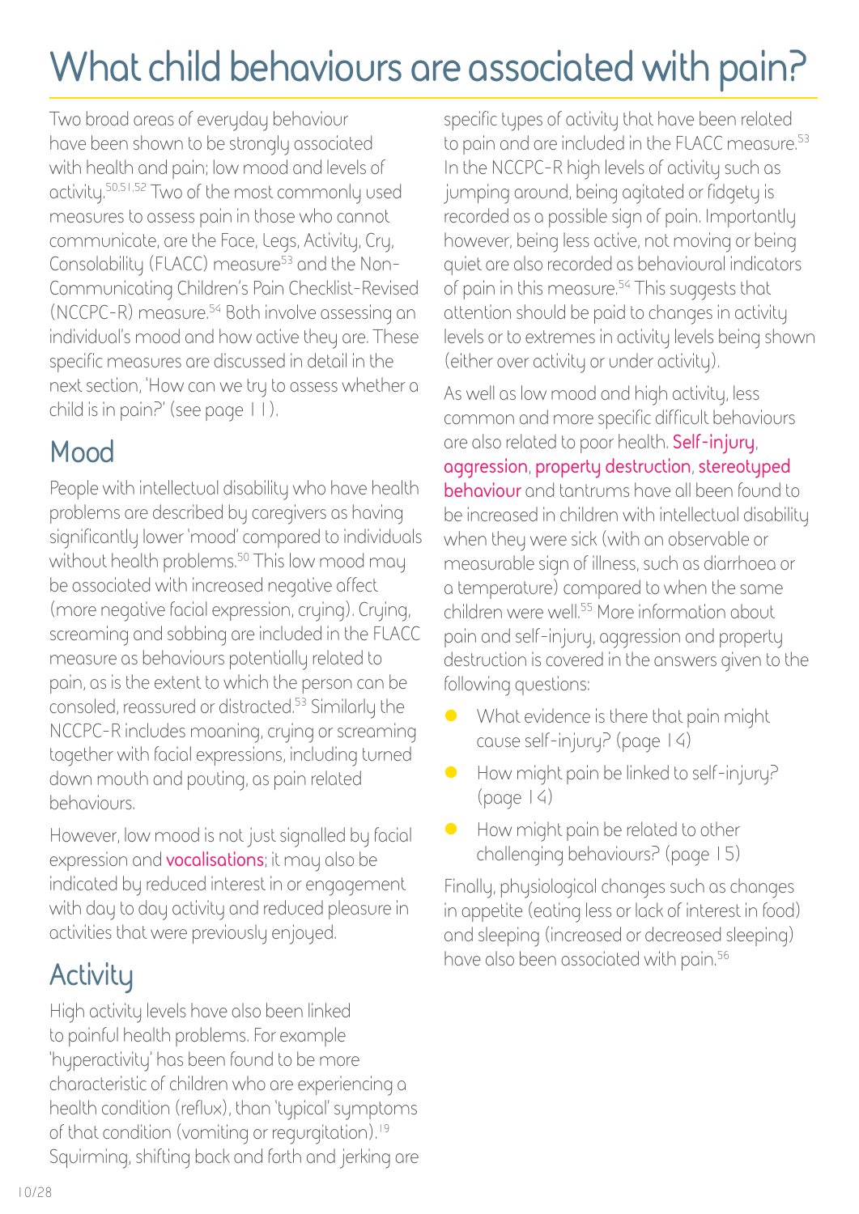# What child behaviours are associated with pain?

Two broad areas of everyday behaviour have been shown to be strongly associated with health and pain; low mood and levels of activity.[50,51,52] Two of the most commonly used measures to assess pain in those who cannot communicate, are the Face, Legs, Activity, Cry, Consolability (FLACC) measure[53] and the Non-Communicating Children's Pain Checklist-Revised (NCCPC-R) measure.[54] Both involve assessing an individual's mood and how active they are. These specific measures are discussed in detail in the next section, 'How can we try to assess whether a child is in pain?' (see page 11).

## Mood

People with intellectual disability who have health problems are described by caregivers as having significantly lower 'mood' compared to individuals without health problems.[50] This low mood may be associated with increased negative affect (more negative facial expression, crying). Crying, screaming and sobbing are included in the FLACC measure as behaviours potentially related to pain, as is the extent to which the person can be consoled, reassured or distracted.[53] Similarly the NCCPC-R includes moaning, crying or screaming together with facial expressions, including turned down mouth and pouting, as pain related behaviours.

However, low mood is not just signalled by facial expression and **vocalisations**; it may also be indicated by reduced interest in or engagement with day to day activity and reduced pleasure in activities that were previously enjoyed.

## Activity

High activity levels have also been linked to painful health problems. For example 'hyperactivity' has been found to be more characteristic of children who are experiencing a health condition (reflux), than 'typical' symptoms of that condition (vomiting or regurgitation).[19] Squirming, shifting back and forth and jerking are specific types of activity that have been related to pain and are included in the FLACC measure.[53] In the NCCPC-R high levels of activity such as jumping around, being agitated or fidgety is recorded as a possible sign of pain. Importantly however, being less active, not moving or being quiet are also recorded as behavioural indicators of pain in this measure.[54] This suggests that attention should be paid to changes in activity levels or to extremes in activity levels being shown (either over activity or under activity).

As well as low mood and high activity, less common and more specific difficult behaviours are also related to poor health. **Self-injury**, **aggression**, **property destruction**, **stereotyped behaviour** and tantrums have all been found to be increased in children with intellectual disability when they were sick (with an observable or measurable sign of illness, such as diarrhoea or a temperature) compared to when the same children were well.[55] More information about pain and self-injury, aggression and property destruction is covered in the answers given to the following questions:

- What evidence is there that pain might cause self-injury? (page 14)
- How might pain be linked to self-injury? (page 14)
- How might pain be related to other challenging behaviours? (page 15)

Finally, physiological changes such as changes in appetite (eating less or lack of interest in food) and sleeping (increased or decreased sleeping) have also been associated with pain.[56]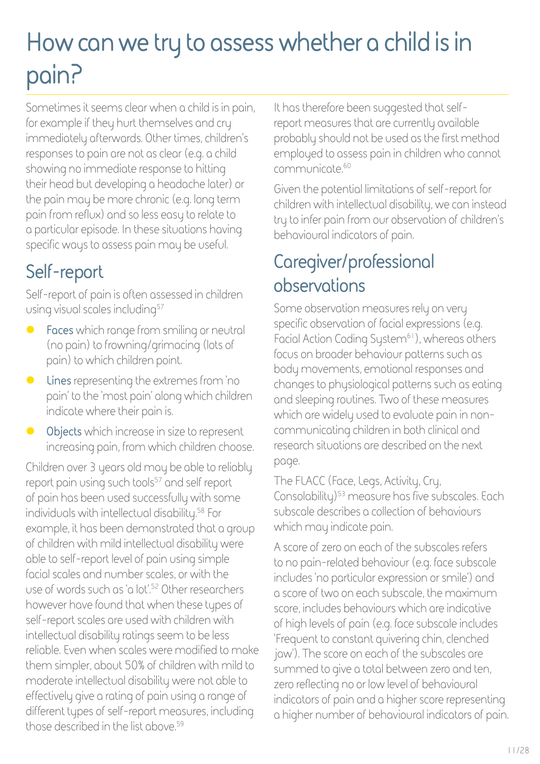# How can we try to assess whether a child is in pain?

Sometimes it seems clear when a child is in pain, for example if they hurt themselves and cry immediately afterwards. Other times, children's responses to pain are not as clear (e.g. a child showing no immediate response to hitting their head but developing a headache later) or the pain may be more chronic (e.g. long term pain from reflux) and so less easy to relate to a particular episode. In these situations having specific ways to assess pain may be useful.

## Self-report

Self-report of pain is often assessed in children using visual scales including[57]

- **Faces** which range from smiling or neutral (no pain) to frowning/grimacing (lots of pain) to which children point.
- **Lines** representing the extremes from 'no pain' to the 'most pain' along which children indicate where their pain is.
- **Objects** which increase in size to represent increasing pain, from which children choose.

Children over 3 years old may be able to reliably report pain using such tools[57] and self report of pain has been used successfully with some individuals with intellectual disability.[58] For example, it has been demonstrated that a group of children with mild intellectual disability were able to self-report level of pain using simple facial scales and number scales, or with the use of words such as 'a lot'.[52] Other researchers however have found that when these types of self-report scales are used with children with intellectual disability ratings seem to be less reliable. Even when scales were modified to make them simpler, about 50% of children with mild to moderate intellectual disability were not able to effectively give a rating of pain using a range of different types of self-report measures, including those described in the list above.[59]

It has therefore been suggested that self-report measures that are currently available probably should not be used as the first method employed to assess pain in children who cannot communicate.[60]

Given the potential limitations of self-report for children with intellectual disability, we can instead try to infer pain from our observation of children's behavioural indicators of pain.

## Caregiver/professional observations

Some observation measures rely on very specific observation of facial expressions (e.g. Facial Action Coding System[61]), whereas others focus on broader behaviour patterns such as body movements, emotional responses and changes to physiological patterns such as eating and sleeping routines. Two of these measures which are widely used to evaluate pain in non-communicating children in both clinical and research situations are described on the next page.

The FLACC (Face, Legs, Activity, Cry, Consolability)[53] measure has five subscales. Each subscale describes a collection of behaviours which may indicate pain.

A score of zero on each of the subscales refers to no pain-related behaviour (e.g. face subscale includes 'no particular expression or smile') and a score of two on each subscale, the maximum score, includes behaviours which are indicative of high levels of pain (e.g. face subscale includes 'Frequent to constant quivering chin, clenched jaw'). The score on each of the subscales are summed to give a total between zero and ten, zero reflecting no or low level of behavioural indicators of pain and a higher score representing a higher number of behavioural indicators of pain.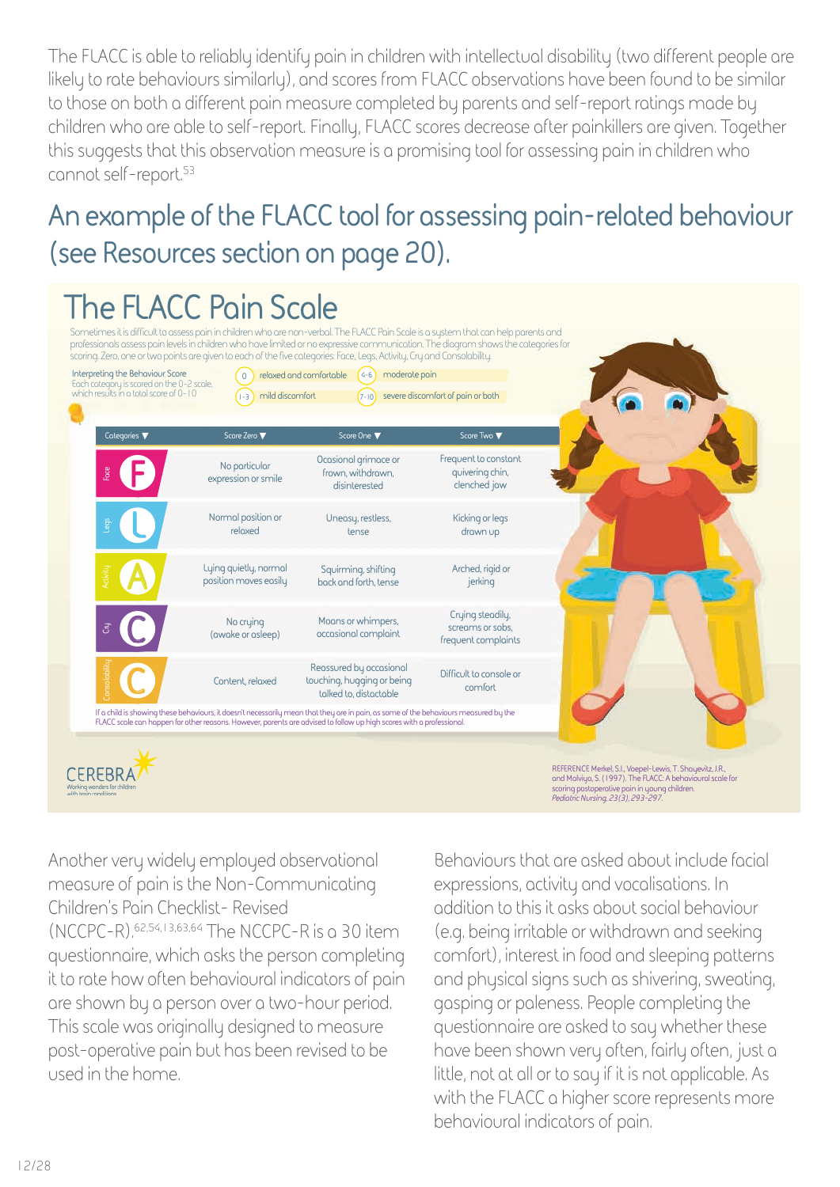The FLACC is able to reliably identify pain in children with intellectual disability (two different people are likely to rate behaviours similarly), and scores from FLACC observations have been found to be similar to those on both a different pain measure completed by parents and self-report ratings made by children who are able to self-report. Finally, FLACC scores decrease after painkillers are given. Together this suggests that this observation measure is a promising tool for assessing pain in children who cannot self-report.[53]

## An example of the FLACC tool for assessing pain-related behaviour (see Resources section on page 20).

# The FLACC Pain Scale

Sometimes it is difficult to assess pain in children who are non-verbal. The FLACC Pain Scale is a system that can help parents and professionals assess pain levels in children who have limited or no expressive communication. The diagram shows the categories for scoring. Zero, one or two points are given to each of the five categories: Face, Legs, Activity, Cry and Consolability.

Interpreting the Behaviour Score
Each category is scored on the 0-2 scale, which results in a total score of 0-10

- 0 relaxed and comfortable
- 1-3 mild discomfort
- 4-6 moderate pain
- 7-10 severe discomfort of pain or both

| Categories | Score Zero | Score One | Score Two |
|---|---|---|---|
| Face (F) | No particular expression or smile | Occasional grimace or frown, withdrawn, disinterested | Frequent to constant quivering chin, clenched jaw |
| Legs (L) | Normal position or relaxed | Uneasy, restless, tense | Kicking or legs drawn up |
| Activity (A) | Lying quietly, normal position moves easily | Squirming, shifting back and forth, tense | Arched, rigid or jerking |
| Cry (C) | No crying (awake or asleep) | Moans or whimpers, occasional complaint | Crying steadily, screams or sobs, frequent complaints |
| Consolability (C) | Content, relaxed | Reassured by occasional touching, hugging or being talked to, distactable | Difficult to console or comfort |

If a child is showing these behaviours, it doesn't necessarily mean that they are in pain, as some of the behaviours measured by the FLACC scale can happen for other reasons. However, parents are advised to follow up high scores with a professional.

CEREBRA Working wonders for children with brain conditions

REFERENCE Merkel, S.I., Voepel-Lewis, T. Shayevitz, J.R., and Malviya, S. (1997). The FLACC: A behavioural scale for scoring postoperative pain in young children. *Pediatric Nursing, 23(3), 293-297.*

Another very widely employed observational measure of pain is the Non-Communicating Children's Pain Checklist- Revised (NCCPC-R).[62,54,13,63,64] The NCCPC-R is a 30 item questionnaire, which asks the person completing it to rate how often behavioural indicators of pain are shown by a person over a two-hour period. This scale was originally designed to measure post-operative pain but has been revised to be used in the home.

Behaviours that are asked about include facial expressions, activity and vocalisations. In addition to this it asks about social behaviour (e.g. being irritable or withdrawn and seeking comfort), interest in food and sleeping patterns and physical signs such as shivering, sweating, gasping or paleness. People completing the questionnaire are asked to say whether these have been shown very often, fairly often, just a little, not at all or to say if it is not applicable. As with the FLACC a higher score represents more behavioural indicators of pain.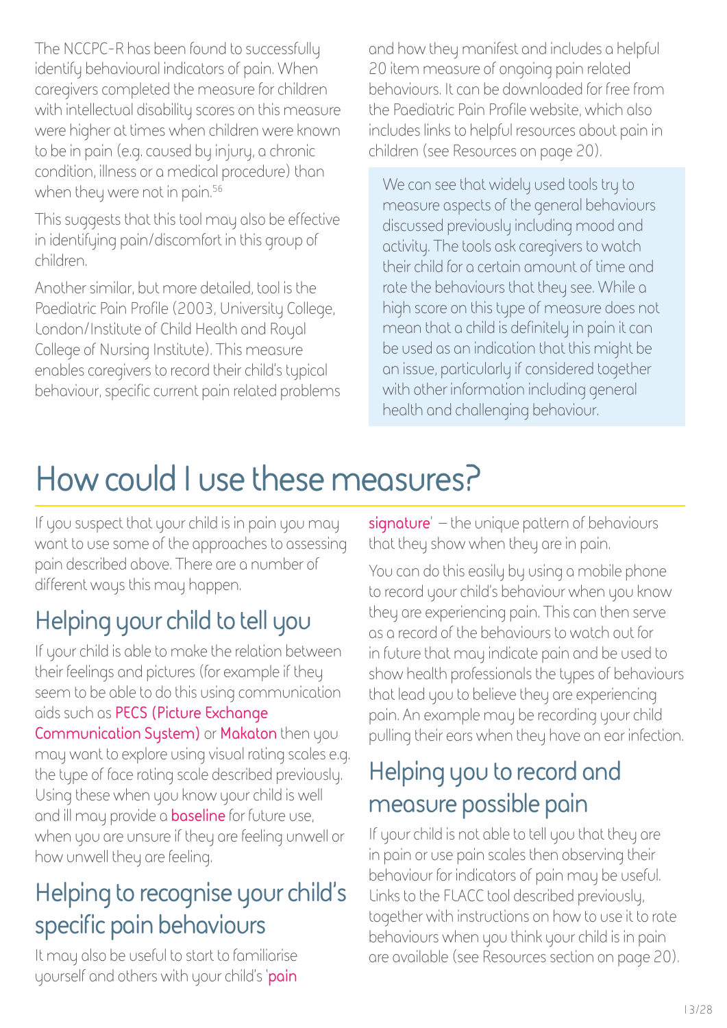The NCCPC-R has been found to successfully identify behavioural indicators of pain. When caregivers completed the measure for children with intellectual disability scores on this measure were higher at times when children were known to be in pain (e.g. caused by injury, a chronic condition, illness or a medical procedure) than when they were not in pain.[56]

This suggests that this tool may also be effective in identifying pain/discomfort in this group of children.

Another similar, but more detailed, tool is the Paediatric Pain Profile (2003, University College, London/Institute of Child Health and Royal College of Nursing Institute). This measure enables caregivers to record their child's typical behaviour, specific current pain related problems and how they manifest and includes a helpful 20 item measure of ongoing pain related behaviours. It can be downloaded for free from the Paediatric Pain Profile website, which also includes links to helpful resources about pain in children (see Resources on page 20).

We can see that widely used tools try to measure aspects of the general behaviours discussed previously including mood and activity. The tools ask caregivers to watch their child for a certain amount of time and rate the behaviours that they see. While a high score on this type of measure does not mean that a child is definitely in pain it can be used as an indication that this might be an issue, particularly if considered together with other information including general health and challenging behaviour.

# How could I use these measures?

If you suspect that your child is in pain you may want to use some of the approaches to assessing pain described above. There are a number of different ways this may happen.

## Helping your child to tell you

If your child is able to make the relation between their feelings and pictures (for example if they seem to be able to do this using communication aids such as **PECS (Picture Exchange Communication System)** or **Makaton** then you may want to explore using visual rating scales e.g. the type of face rating scale described previously. Using these when you know your child is well and ill may provide a **baseline** for future use, when you are unsure if they are feeling unwell or how unwell they are feeling.

## Helping to recognise your child's specific pain behaviours

It may also be useful to start to familiarise yourself and others with your child's '**pain signature**' – the unique pattern of behaviours that they show when they are in pain.

You can do this easily by using a mobile phone to record your child's behaviour when you know they are experiencing pain. This can then serve as a record of the behaviours to watch out for in future that may indicate pain and be used to show health professionals the types of behaviours that lead you to believe they are experiencing pain. An example may be recording your child pulling their ears when they have an ear infection.

## Helping you to record and measure possible pain

If your child is not able to tell you that they are in pain or use pain scales then observing their behaviour for indicators of pain may be useful. Links to the FLACC tool described previously, together with instructions on how to use it to rate behaviours when you think your child is in pain are available (see Resources section on page 20).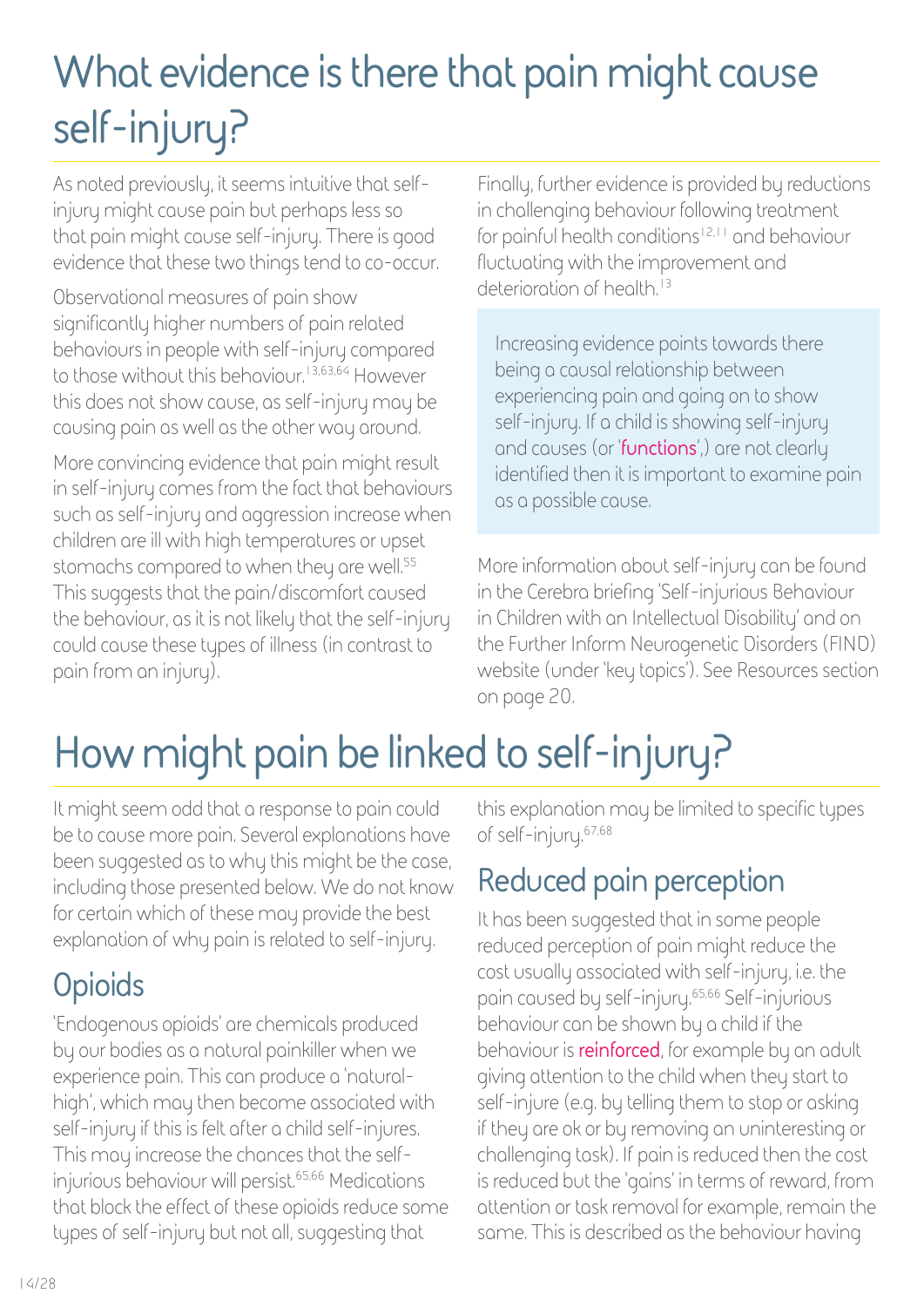# What evidence is there that pain might cause self-injury?

As noted previously, it seems intuitive that self-injury might cause pain but perhaps less so that pain might cause self-injury. There is good evidence that these two things tend to co-occur.

Observational measures of pain show significantly higher numbers of pain related behaviours in people with self-injury compared to those without this behaviour.[13,63,64] However this does not show cause, as self-injury may be causing pain as well as the other way around.

More convincing evidence that pain might result in self-injury comes from the fact that behaviours such as self-injury and aggression increase when children are ill with high temperatures or upset stomachs compared to when they are well.[55] This suggests that the pain/discomfort caused the behaviour, as it is not likely that the self-injury could cause these types of illness (in contrast to pain from an injury).

Finally, further evidence is provided by reductions in challenging behaviour following treatment for painful health conditions[12,11] and behaviour fluctuating with the improvement and deterioration of health.[13]

> Increasing evidence points towards there being a causal relationship between experiencing pain and going on to show self-injury. If a child is showing self-injury and causes (or 'functions',) are not clearly identified then it is important to examine pain as a possible cause.

More information about self-injury can be found in the Cerebra briefing 'Self-injurious Behaviour in Children with an Intellectual Disability' and on the Further Inform Neurogenetic Disorders (FIND) website (under 'key topics'). See Resources section on page 20.

# How might pain be linked to self-injury?

It might seem odd that a response to pain could be to cause more pain. Several explanations have been suggested as to why this might be the case, including those presented below. We do not know for certain which of these may provide the best explanation of why pain is related to self-injury.

## Opioids

'Endogenous opioids' are chemicals produced by our bodies as a natural painkiller when we experience pain. This can produce a 'natural-high', which may then become associated with self-injury if this is felt after a child self-injures. This may increase the chances that the self-injurious behaviour will persist.[65,66] Medications that block the effect of these opioids reduce some types of self-injury but not all, suggesting that this explanation may be limited to specific types of self-injury.[67,68]

## Reduced pain perception

It has been suggested that in some people reduced perception of pain might reduce the cost usually associated with self-injury, i.e. the pain caused by self-injury.[65,66] Self-injurious behaviour can be shown by a child if the behaviour is reinforced, for example by an adult giving attention to the child when they start to self-injure (e.g. by telling them to stop or asking if they are ok or by removing an uninteresting or challenging task). If pain is reduced then the cost is reduced but the 'gains' in terms of reward, from attention or task removal for example, remain the same. This is described as the behaviour having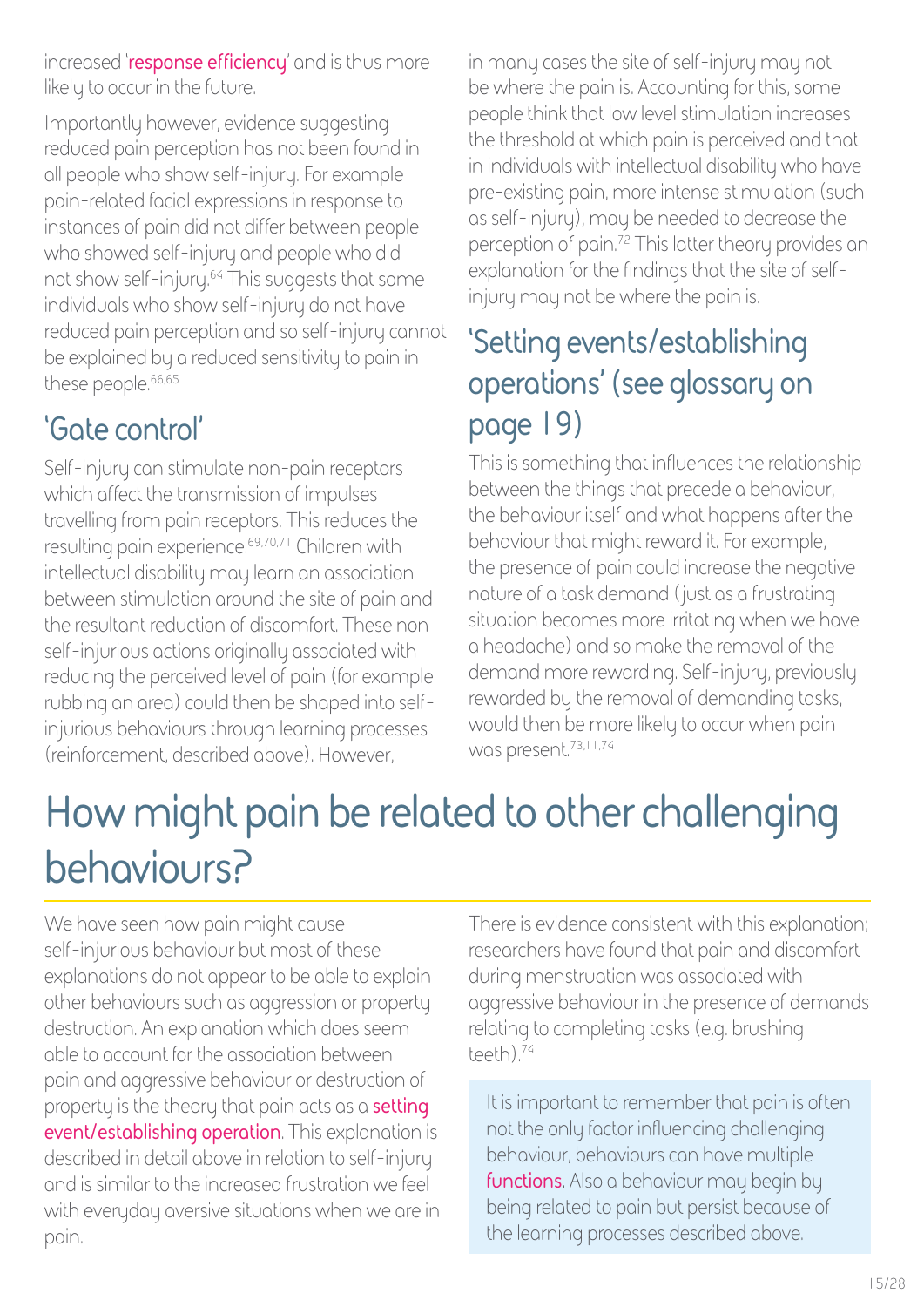increased 'response efficiency' and is thus more likely to occur in the future.

Importantly however, evidence suggesting reduced pain perception has not been found in all people who show self-injury. For example pain-related facial expressions in response to instances of pain did not differ between people who showed self-injury and people who did not show self-injury.[64] This suggests that some individuals who show self-injury do not have reduced pain perception and so self-injury cannot be explained by a reduced sensitivity to pain in these people.[66,65]

## 'Gate control'

Self-injury can stimulate non-pain receptors which affect the transmission of impulses travelling from pain receptors. This reduces the resulting pain experience.[69,70,71] Children with intellectual disability may learn an association between stimulation around the site of pain and the resultant reduction of discomfort. These non self-injurious actions originally associated with reducing the perceived level of pain (for example rubbing an area) could then be shaped into self-injurious behaviours through learning processes (reinforcement, described above). However, in many cases the site of self-injury may not be where the pain is. Accounting for this, some people think that low level stimulation increases the threshold at which pain is perceived and that in individuals with intellectual disability who have pre-existing pain, more intense stimulation (such as self-injury), may be needed to decrease the perception of pain.[72] This latter theory provides an explanation for the findings that the site of self-injury may not be where the pain is.

## 'Setting events/establishing operations' (see glossary on page 19)

This is something that influences the relationship between the things that precede a behaviour, the behaviour itself and what happens after the behaviour that might reward it. For example, the presence of pain could increase the negative nature of a task demand (just as a frustrating situation becomes more irritating when we have a headache) and so make the removal of the demand more rewarding. Self-injury, previously rewarded by the removal of demanding tasks, would then be more likely to occur when pain was present.[73,11,74]

# How might pain be related to other challenging behaviours?

We have seen how pain might cause self-injurious behaviour but most of these explanations do not appear to be able to explain other behaviours such as aggression or property destruction. An explanation which does seem able to account for the association between pain and aggressive behaviour or destruction of property is the theory that pain acts as a setting event/establishing operation. This explanation is described in detail above in relation to self-injury and is similar to the increased frustration we feel with everyday aversive situations when we are in pain.

There is evidence consistent with this explanation; researchers have found that pain and discomfort during menstruation was associated with aggressive behaviour in the presence of demands relating to completing tasks (e.g. brushing teeth).[74]

It is important to remember that pain is often not the only factor influencing challenging behaviour, behaviours can have multiple functions. Also a behaviour may begin by being related to pain but persist because of the learning processes described above.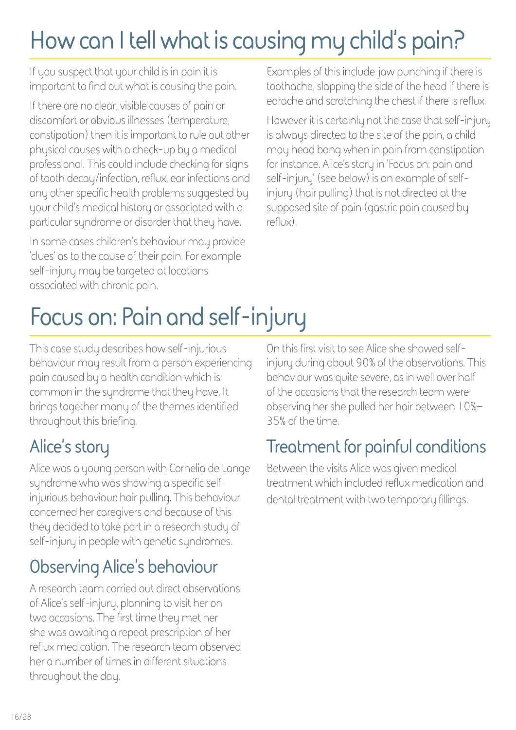# How can I tell what is causing my child's pain?

If you suspect that your child is in pain it is important to find out what is causing the pain.

If there are no clear, visible causes of pain or discomfort or obvious illnesses (temperature, constipation) then it is important to rule out other physical causes with a check-up by a medical professional. This could include checking for signs of tooth decay/infection, reflux, ear infections and any other specific health problems suggested by your child's medical history or associated with a particular syndrome or disorder that they have.

In some cases children's behaviour may provide 'clues' as to the cause of their pain. For example self-injury may be targeted at locations associated with chronic pain.

Examples of this include jaw punching if there is toothache, slapping the side of the head if there is earache and scratching the chest if there is reflux.

However it is certainly not the case that self-injury is always directed to the site of the pain, a child may head bang when in pain from constipation for instance. Alice's story in 'Focus on: pain and self-injury' (see below) is an example of self-injury (hair pulling) that is not directed at the supposed site of pain (gastric pain caused by reflux).

# Focus on: Pain and self-injury

This case study describes how self-injurious behaviour may result from a person experiencing pain caused by a health condition which is common in the syndrome that they have. It brings together many of the themes identified throughout this briefing.

## Alice's story

Alice was a young person with Cornelia de Lange syndrome who was showing a specific self-injurious behaviour: hair pulling. This behaviour concerned her caregivers and because of this they decided to take part in a research study of self-injury in people with genetic syndromes.

## Observing Alice's behaviour

A research team carried out direct observations of Alice's self-injury, planning to visit her on two occasions. The first time they met her she was awaiting a repeat prescription of her reflux medication. The research team observed her a number of times in different situations throughout the day.

On this first visit to see Alice she showed self-injury during about 90% of the observations. This behaviour was quite severe, as in well over half of the occasions that the research team were observing her she pulled her hair between 10%–35% of the time.

## Treatment for painful conditions

Between the visits Alice was given medical treatment which included reflux medication and dental treatment with two temporary fillings.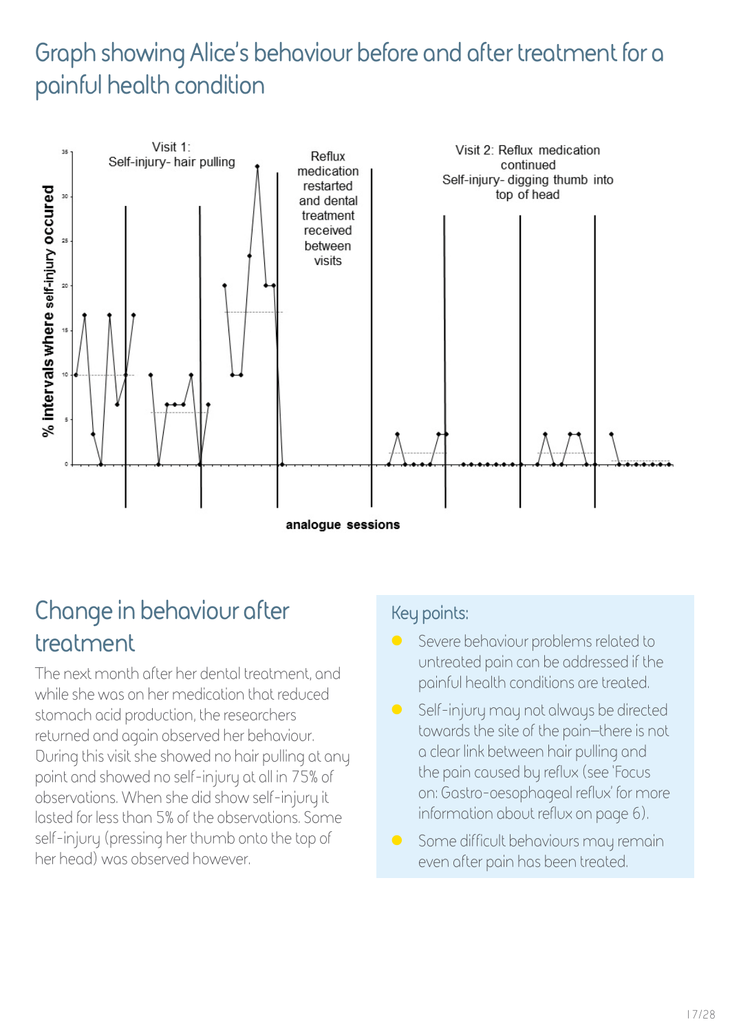# Graph showing Alice's behaviour before and after treatment for a painful health condition

Visit 1: Self-injury- hair pulling

Reflux medication restarted and dental treatment received between visits

Visit 2: Reflux medication continued Self-injury- digging thumb into top of head

% intervals where self-injury occured

analogue sessions

## Change in behaviour after treatment

The next month after her dental treatment, and while she was on her medication that reduced stomach acid production, the researchers returned and again observed her behaviour. During this visit she showed no hair pulling at any point and showed no self-injury at all in 75% of observations. When she did show self-injury it lasted for less than 5% of the observations. Some self-injury (pressing her thumb onto the top of her head) was observed however.

### Key points:

- Severe behaviour problems related to untreated pain can be addressed if the painful health conditions are treated.
- Self-injury may not always be directed towards the site of the pain–there is not a clear link between hair pulling and the pain caused by reflux (see 'Focus on: Gastro-oesophageal reflux' for more information about reflux on page 6).
- Some difficult behaviours may remain even after pain has been treated.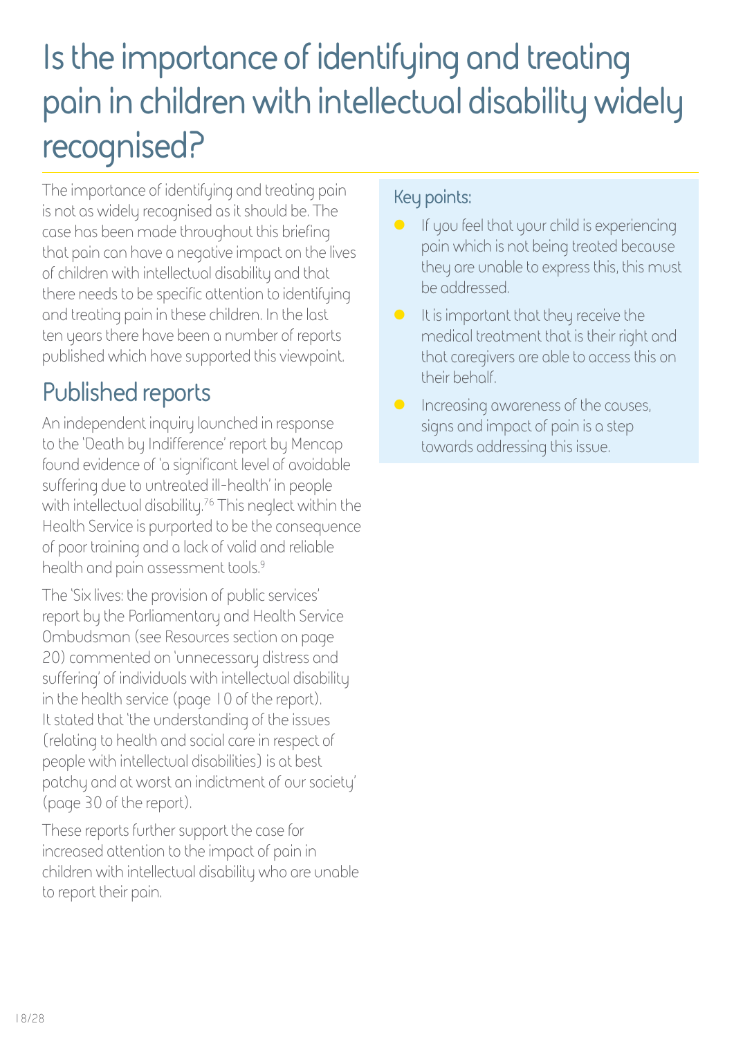# Is the importance of identifying and treating pain in children with intellectual disability widely recognised?

The importance of identifying and treating pain is not as widely recognised as it should be. The case has been made throughout this briefing that pain can have a negative impact on the lives of children with intellectual disability and that there needs to be specific attention to identifying and treating pain in these children. In the last ten years there have been a number of reports published which have supported this viewpoint.

## Published reports

An independent inquiry launched in response to the 'Death by Indifference' report by Mencap found evidence of 'a significant level of avoidable suffering due to untreated ill-health' in people with intellectual disability.[76] This neglect within the Health Service is purported to be the consequence of poor training and a lack of valid and reliable health and pain assessment tools.[9]

The 'Six lives: the provision of public services' report by the Parliamentary and Health Service Ombudsman (see Resources section on page 20) commented on 'unnecessary distress and suffering' of individuals with intellectual disability in the health service (page 10 of the report). It stated that 'the understanding of the issues (relating to health and social care in respect of people with intellectual disabilities) is at best patchy and at worst an indictment of our society' (page 30 of the report).

These reports further support the case for increased attention to the impact of pain in children with intellectual disability who are unable to report their pain.

### Key points:

- If you feel that your child is experiencing pain which is not being treated because they are unable to express this, this must be addressed.
- It is important that they receive the medical treatment that is their right and that caregivers are able to access this on their behalf.
- Increasing awareness of the causes, signs and impact of pain is a step towards addressing this issue.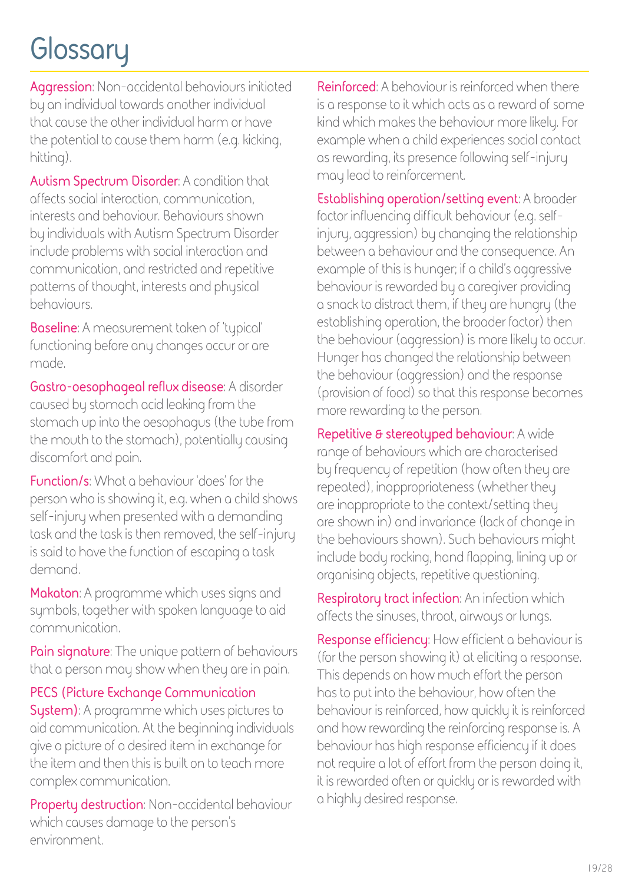# Glossary

**Aggression**: Non-accidental behaviours initiated by an individual towards another individual that cause the other individual harm or have the potential to cause them harm (e.g. kicking, hitting).

**Autism Spectrum Disorder**: A condition that affects social interaction, communication, interests and behaviour. Behaviours shown by individuals with Autism Spectrum Disorder include problems with social interaction and communication, and restricted and repetitive patterns of thought, interests and physical behaviours.

**Baseline**: A measurement taken of 'typical' functioning before any changes occur or are made.

**Gastro-oesophageal reflux disease**: A disorder caused by stomach acid leaking from the stomach up into the oesophagus (the tube from the mouth to the stomach), potentially causing discomfort and pain.

**Function/s**: What a behaviour 'does' for the person who is showing it, e.g. when a child shows self-injury when presented with a demanding task and the task is then removed, the self-injury is said to have the function of escaping a task demand.

**Makaton**: A programme which uses signs and symbols, together with spoken language to aid communication.

**Pain signature**: The unique pattern of behaviours that a person may show when they are in pain.

**PECS (Picture Exchange Communication System)**: A programme which uses pictures to aid communication. At the beginning individuals give a picture of a desired item in exchange for the item and then this is built on to teach more complex communication.

**Property destruction**: Non-accidental behaviour which causes damage to the person's environment.

**Reinforced**: A behaviour is reinforced when there is a response to it which acts as a reward of some kind which makes the behaviour more likely. For example when a child experiences social contact as rewarding, its presence following self-injury may lead to reinforcement.

**Establishing operation/setting event**: A broader factor influencing difficult behaviour (e.g. self-injury, aggression) by changing the relationship between a behaviour and the consequence. An example of this is hunger; if a child's aggressive behaviour is rewarded by a caregiver providing a snack to distract them, if they are hungry (the establishing operation, the broader factor) then the behaviour (aggression) is more likely to occur. Hunger has changed the relationship between the behaviour (aggression) and the response (provision of food) so that this response becomes more rewarding to the person.

**Repetitive & stereotyped behaviour**: A wide range of behaviours which are characterised by frequency of repetition (how often they are repeated), inappropriateness (whether they are inappropriate to the context/setting they are shown in) and invariance (lack of change in the behaviours shown). Such behaviours might include body rocking, hand flapping, lining up or organising objects, repetitive questioning.

**Respiratory tract infection**: An infection which affects the sinuses, throat, airways or lungs.

**Response efficiency**: How efficient a behaviour is (for the person showing it) at eliciting a response. This depends on how much effort the person has to put into the behaviour, how often the behaviour is reinforced, how quickly it is reinforced and how rewarding the reinforcing response is. A behaviour has high response efficiency if it does not require a lot of effort from the person doing it, it is rewarded often or quickly or is rewarded with a highly desired response.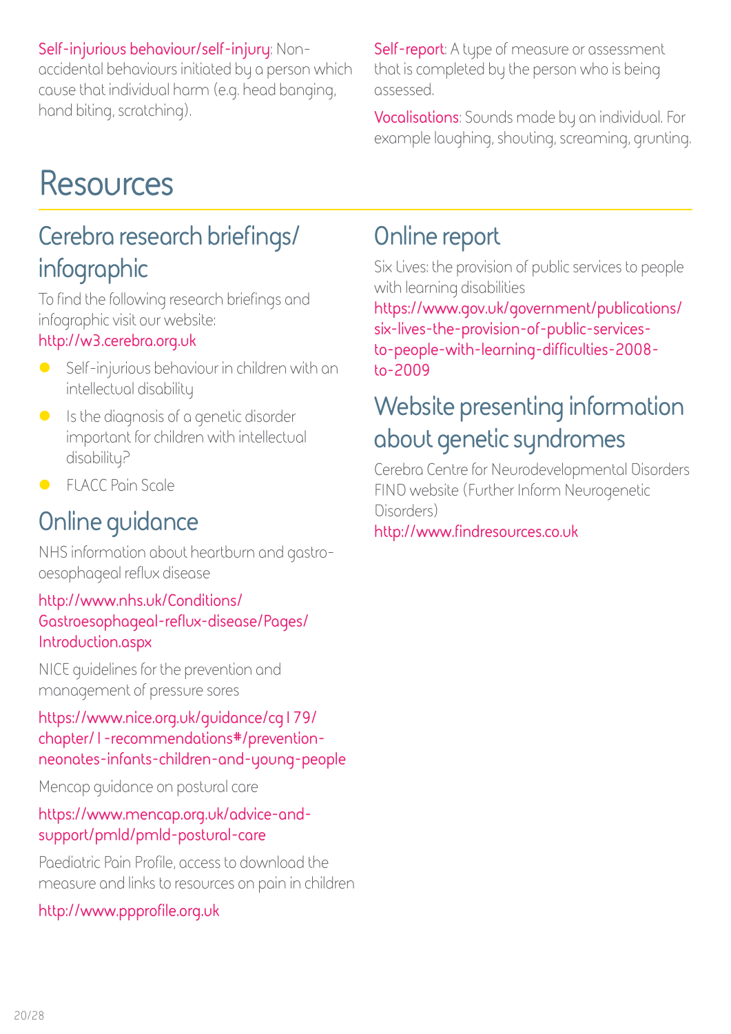**Self-injurious behaviour/self-injury**: Non-accidental behaviours initiated by a person which cause that individual harm (e.g. head banging, hand biting, scratching).

**Self-report**: A type of measure or assessment that is completed by the person who is being assessed.

**Vocalisations**: Sounds made by an individual. For example laughing, shouting, screaming, grunting.

# Resources

## Cerebra research briefings/ infographic

To find the following research briefings and infographic visit our website: http://w3.cerebra.org.uk

- Self-injurious behaviour in children with an intellectual disability
- Is the diagnosis of a genetic disorder important for children with intellectual disability?
- FLACC Pain Scale

## Online guidance

NHS information about heartburn and gastro-oesophageal reflux disease

http://www.nhs.uk/Conditions/Gastroesophageal-reflux-disease/Pages/Introduction.aspx

NICE guidelines for the prevention and management of pressure sores

https://www.nice.org.uk/guidance/cg179/chapter/1-recommendations#/prevention-neonates-infants-children-and-young-people

Mencap guidance on postural care

https://www.mencap.org.uk/advice-and-support/pmld/pmld-postural-care

Paediatric Pain Profile, access to download the measure and links to resources on pain in children

http://www.ppprofile.org.uk

## Online report

Six Lives: the provision of public services to people with learning disabilities

https://www.gov.uk/government/publications/six-lives-the-provision-of-public-services-to-people-with-learning-difficulties-2008-to-2009

## Website presenting information about genetic syndromes

Cerebra Centre for Neurodevelopmental Disorders FIND website (Further Inform Neurogenetic Disorders)

http://www.findresources.co.uk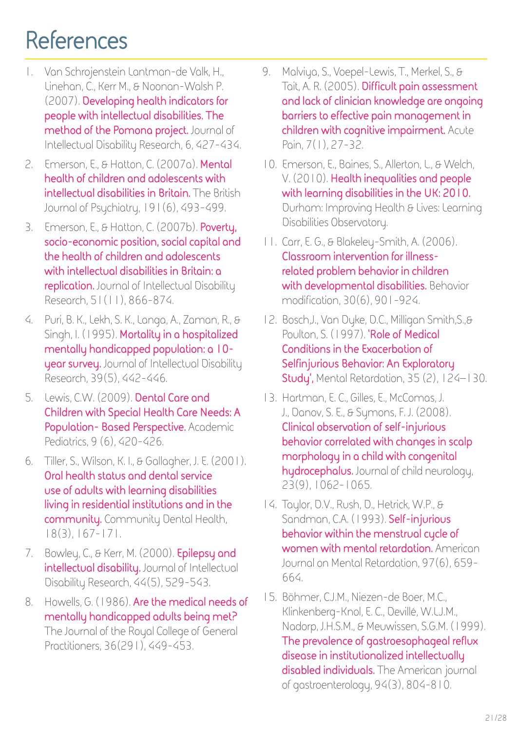# References

1. Van Schrojenstein Lantman-de Valk, H., Linehan, C., Kerr M., & Noonan-Walsh P. (2007). Developing health indicators for people with intellectual disabilities. The method of the Pomona project. Journal of Intellectual Disability Research, 6, 427-434.
2. Emerson, E., & Hatton, C. (2007a). Mental health of children and adolescents with intellectual disabilities in Britain. The British Journal of Psychiatry, 191(6), 493-499.
3. Emerson, E., & Hatton, C. (2007b). Poverty, socio-economic position, social capital and the health of children and adolescents with intellectual disabilities in Britain: a replication. Journal of Intellectual Disability Research, 51(11), 866-874.
4. Puri, B. K., Lekh, S. K., Langa, A., Zaman, R., & Singh, I. (1995). Mortality in a hospitalized mentally handicapped population: a 10-year survey. Journal of Intellectual Disability Research, 39(5), 442-446.
5. Lewis, C.W. (2009). Dental Care and Children with Special Health Care Needs: A Population- Based Perspective. Academic Pediatrics, 9 (6), 420-426.
6. Tiller, S., Wilson, K. I., & Gallagher, J. E. (2001). Oral health status and dental service use of adults with learning disabilities living in residential institutions and in the community. Community Dental Health, 18(3), 167-171.
7. Bowley, C., & Kerr, M. (2000). Epilepsy and intellectual disability. Journal of Intellectual Disability Research, 44(5), 529-543.
8. Howells, G. (1986). Are the medical needs of mentally handicapped adults being met? The Journal of the Royal College of General Practitioners, 36(291), 449-453.
9. Malviya, S., Voepel-Lewis, T., Merkel, S., & Tait, A. R. (2005). Difficult pain assessment and lack of clinician knowledge are ongoing barriers to effective pain management in children with cognitive impairment. Acute Pain, 7(1), 27-32.
10. Emerson, E., Baines, S., Allerton, L., & Welch, V. (2010). Health inequalities and people with learning disabilities in the UK: 2010. Durham: Improving Health & Lives: Learning Disabilities Observatory.
11. Carr, E. G., & Blakeley-Smith, A. (2006). Classroom intervention for illness-related problem behavior in children with developmental disabilities. Behavior modification, 30(6), 901-924.
12. Bosch,J., Van Dyke, D.C., Milligan Smith,S.,& Poulton, S. (1997). 'Role of Medical Conditions in the Exacerbation of Selfinjurious Behavior: An Exploratory Study', Mental Retardation, 35 (2), 124–130.
13. Hartman, E. C., Gilles, E., McComas, J. J., Danov, S. E., & Symons, F. J. (2008). Clinical observation of self-injurious behavior correlated with changes in scalp morphology in a child with congenital hydrocephalus. Journal of child neurology, 23(9), 1062-1065.
14. Taylor, D.V., Rush, D., Hetrick, W.P., & Sandman, C.A. (1993). Self-injurious behavior within the menstrual cycle of women with mental retardation. American Journal on Mental Retardation, 97(6), 659-664.
15. Böhmer, C.J.M., Niezen-de Boer, M.C., Klinkenberg-Knol, E. C., Devillé, W.L.J.M., Nadorp, J.H.S.M., & Meuwissen, S.G.M. (1999). The prevalence of gastroesophageal reflux disease in institutionalized intellectually disabled individuals. The American journal of gastroenterology, 94(3), 804-810.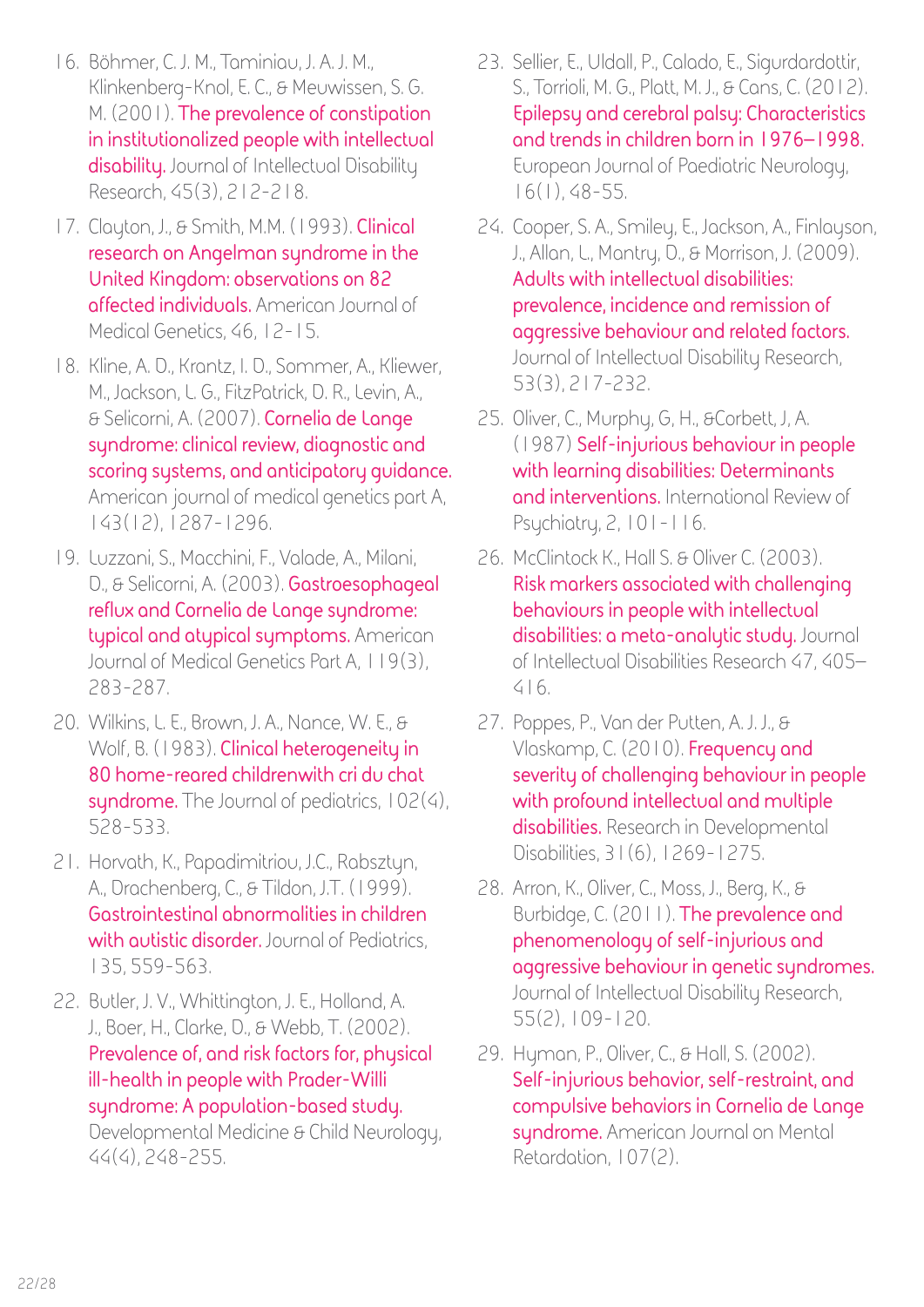16. Böhmer, C. J. M., Taminiau, J. A. J. M., Klinkenberg-Knol, E. C., & Meuwissen, S. G. M. (2001). The prevalence of constipation in institutionalized people with intellectual disability. Journal of Intellectual Disability Research, 45(3), 212-218.

17. Clayton, J., & Smith, M.M. (1993). Clinical research on Angelman syndrome in the United Kingdom: observations on 82 affected individuals. American Journal of Medical Genetics, 46, 12-15.

18. Kline, A. D., Krantz, I. D., Sommer, A., Kliewer, M., Jackson, L. G., FitzPatrick, D. R., Levin, A., & Selicorni, A. (2007). Cornelia de Lange syndrome: clinical review, diagnostic and scoring systems, and anticipatory guidance. American journal of medical genetics part A, 143(12), 1287-1296.

19. Luzzani, S., Macchini, F., Valade, A., Milani, D., & Selicorni, A. (2003). Gastroesophageal reflux and Cornelia de Lange syndrome: typical and atypical symptoms. American Journal of Medical Genetics Part A, 119(3), 283-287.

20. Wilkins, L. E., Brown, J. A., Nance, W. E., & Wolf, B. (1983). Clinical heterogeneity in 80 home-reared childrenwith cri du chat syndrome. The Journal of pediatrics, 102(4), 528-533.

21. Horvath, K., Papadimitriou, J.C., Rabsztyn, A., Drachenberg, C., & Tildon, J.T. (1999). Gastrointestinal abnormalities in children with autistic disorder. Journal of Pediatrics, 135, 559-563.

22. Butler, J. V., Whittington, J. E., Holland, A. J., Boer, H., Clarke, D., & Webb, T. (2002). Prevalence of, and risk factors for, physical ill-health in people with Prader-Willi syndrome: A population-based study. Developmental Medicine & Child Neurology, 44(4), 248-255.

23. Sellier, E., Uldall, P., Calado, E., Sigurdardottir, S., Torrioli, M. G., Platt, M. J., & Cans, C. (2012). Epilepsy and cerebral palsy: Characteristics and trends in children born in 1976–1998. European Journal of Paediatric Neurology, 16(1), 48-55.

24. Cooper, S. A., Smiley, E., Jackson, A., Finlayson, J., Allan, L., Mantry, D., & Morrison, J. (2009). Adults with intellectual disabilities: prevalence, incidence and remission of aggressive behaviour and related factors. Journal of Intellectual Disability Research, 53(3), 217-232.

25. Oliver, C., Murphy, G, H., &Corbett, J, A. (1987) Self-injurious behaviour in people with learning disabilities: Determinants and interventions. International Review of Psychiatry, 2, 101-116.

26. McClintock K., Hall S. & Oliver C. (2003). Risk markers associated with challenging behaviours in people with intellectual disabilities: a meta-analytic study. Journal of Intellectual Disabilities Research 47, 405–416.

27. Poppes, P., Van der Putten, A. J. J., & Vlaskamp, C. (2010). Frequency and severity of challenging behaviour in people with profound intellectual and multiple disabilities. Research in Developmental Disabilities, 31(6), 1269-1275.

28. Arron, K., Oliver, C., Moss, J., Berg, K., & Burbidge, C. (2011). The prevalence and phenomenology of self-injurious and aggressive behaviour in genetic syndromes. Journal of Intellectual Disability Research, 55(2), 109-120.

29. Hyman, P., Oliver, C., & Hall, S. (2002). Self-injurious behavior, self-restraint, and compulsive behaviors in Cornelia de Lange syndrome. American Journal on Mental Retardation, 107(2).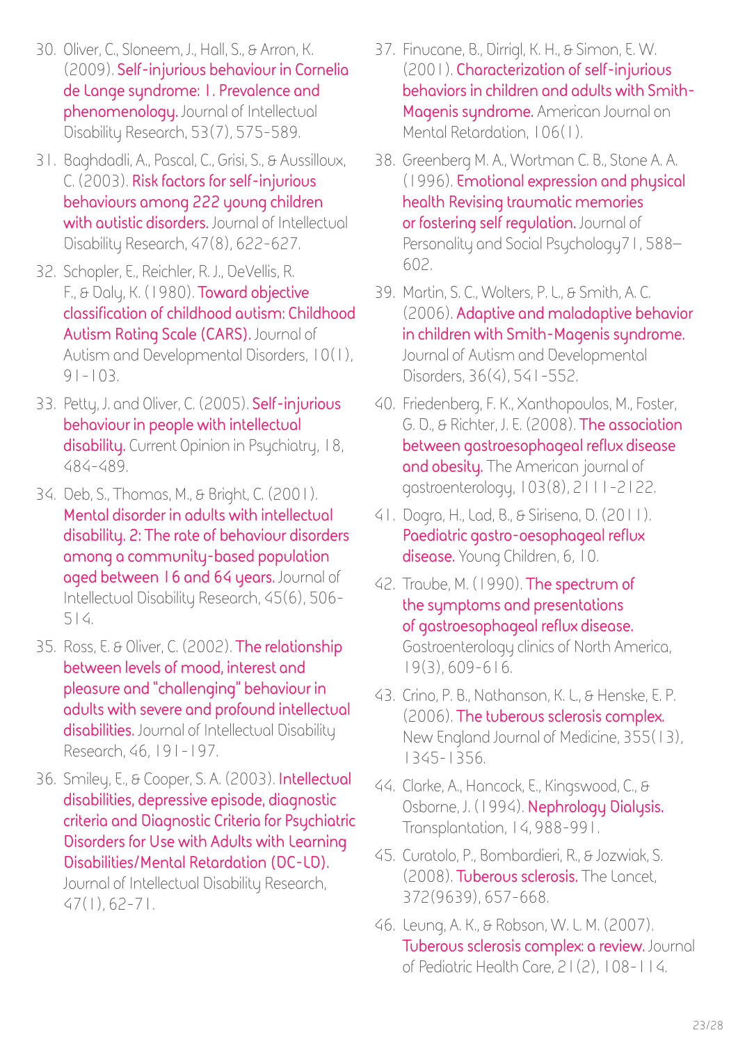30. Oliver, C., Sloneem, J., Hall, S., & Arron, K. (2009). Self-injurious behaviour in Cornelia de Lange syndrome: 1. Prevalence and phenomenology. Journal of Intellectual Disability Research, 53(7), 575-589.
31. Baghdadli, A., Pascal, C., Grisi, S., & Aussilloux, C. (2003). Risk factors for self-injurious behaviours among 222 young children with autistic disorders. Journal of Intellectual Disability Research, 47(8), 622-627.
32. Schopler, E., Reichler, R. J., DeVellis, R. F., & Daly, K. (1980). Toward objective classification of childhood autism: Childhood Autism Rating Scale (CARS). Journal of Autism and Developmental Disorders, 10(1), 91-103.
33. Petty, J. and Oliver, C. (2005). Self-injurious behaviour in people with intellectual disability. Current Opinion in Psychiatry, 18, 484-489.
34. Deb, S., Thomas, M., & Bright, C. (2001). Mental disorder in adults with intellectual disability. 2: The rate of behaviour disorders among a community-based population aged between 16 and 64 years. Journal of Intellectual Disability Research, 45(6), 506-514.
35. Ross, E. & Oliver, C. (2002). The relationship between levels of mood, interest and pleasure and "challenging" behaviour in adults with severe and profound intellectual disabilities. Journal of Intellectual Disability Research, 46, 191-197.
36. Smiley, E., & Cooper, S. A. (2003). Intellectual disabilities, depressive episode, diagnostic criteria and Diagnostic Criteria for Psychiatric Disorders for Use with Adults with Learning Disabilities/Mental Retardation (DC-LD). Journal of Intellectual Disability Research, 47(1), 62-71.
37. Finucane, B., Dirrigl, K. H., & Simon, E. W. (2001). Characterization of self-injurious behaviors in children and adults with Smith-Magenis syndrome. American Journal on Mental Retardation, 106(1).
38. Greenberg M. A., Wortman C. B., Stone A. A. (1996). Emotional expression and physical health Revising traumatic memories or fostering self regulation. Journal of Personality and Social Psychology71, 588–602.
39. Martin, S. C., Wolters, P. L., & Smith, A. C. (2006). Adaptive and maladaptive behavior in children with Smith-Magenis syndrome. Journal of Autism and Developmental Disorders, 36(4), 541-552.
40. Friedenberg, F. K., Xanthopoulos, M., Foster, G. D., & Richter, J. E. (2008). The association between gastroesophageal reflux disease and obesity. The American journal of gastroenterology, 103(8), 2111-2122.
41. Dogra, H., Lad, B., & Sirisena, D. (2011). Paediatric gastro-oesophageal reflux disease. Young Children, 6, 10.
42. Traube, M. (1990). The spectrum of the symptoms and presentations of gastroesophageal reflux disease. Gastroenterology clinics of North America, 19(3), 609-616.
43. Crino, P. B., Nathanson, K. L., & Henske, E. P. (2006). The tuberous sclerosis complex. New England Journal of Medicine, 355(13), 1345-1356.
44. Clarke, A., Hancock, E., Kingswood, C., & Osborne, J. (1994). Nephrology Dialysis. Transplantation, 14, 988-991.
45. Curatolo, P., Bombardieri, R., & Jozwiak, S. (2008). Tuberous sclerosis. The Lancet, 372(9639), 657-668.
46. Leung, A. K., & Robson, W. L. M. (2007). Tuberous sclerosis complex: a review. Journal of Pediatric Health Care, 21(2), 108-114.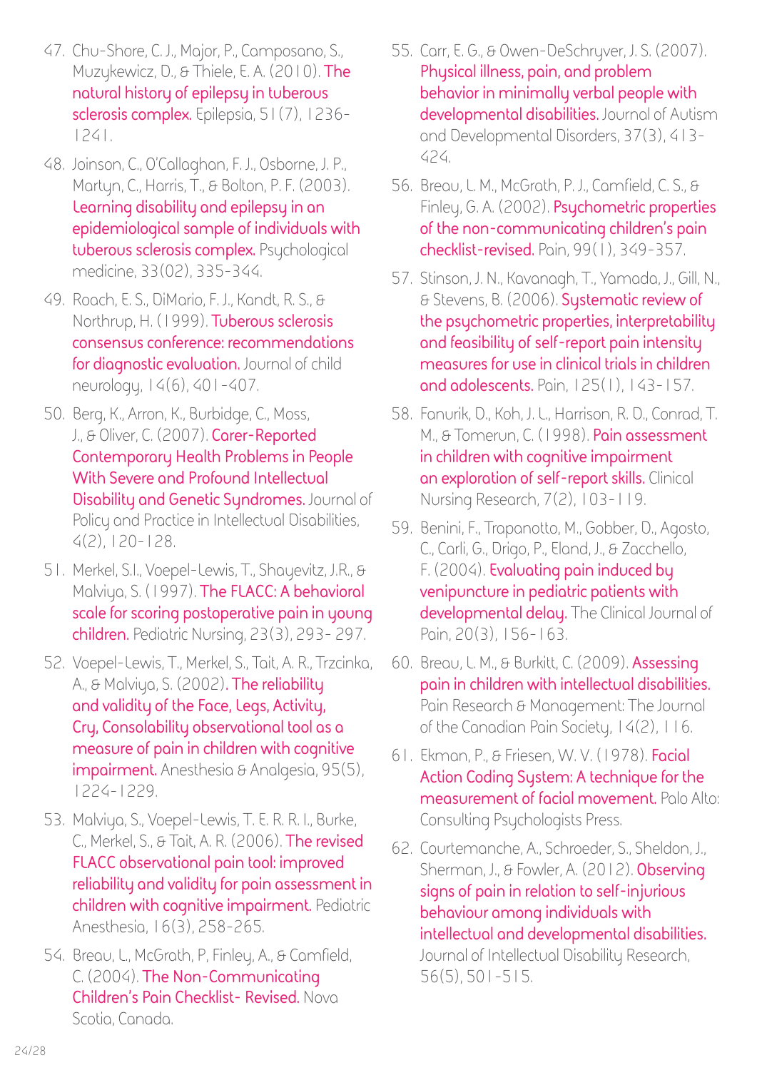47. Chu-Shore, C. J., Major, P., Camposano, S., Muzykewicz, D., & Thiele, E. A. (2010). The natural history of epilepsy in tuberous sclerosis complex. Epilepsia, 51(7), 1236-1241.

48. Joinson, C., O'Callaghan, F. J., Osborne, J. P., Martyn, C., Harris, T., & Bolton, P. F. (2003). Learning disability and epilepsy in an epidemiological sample of individuals with tuberous sclerosis complex. Psychological medicine, 33(02), 335-344.

49. Roach, E. S., DiMario, F. J., Kandt, R. S., & Northrup, H. (1999). Tuberous sclerosis consensus conference: recommendations for diagnostic evaluation. Journal of child neurology, 14(6), 401-407.

50. Berg, K., Arron, K., Burbidge, C., Moss, J., & Oliver, C. (2007). Carer-Reported Contemporary Health Problems in People With Severe and Profound Intellectual Disability and Genetic Syndromes. Journal of Policy and Practice in Intellectual Disabilities, 4(2), 120-128.

51. Merkel, S.I., Voepel-Lewis, T., Shayevitz, J.R., & Malviya, S. (1997). The FLACC: A behavioral scale for scoring postoperative pain in young children. Pediatric Nursing, 23(3), 293- 297.

52. Voepel-Lewis, T., Merkel, S., Tait, A. R., Trzcinka, A., & Malviya, S. (2002). The reliability and validity of the Face, Legs, Activity, Cry, Consolability observational tool as a measure of pain in children with cognitive impairment. Anesthesia & Analgesia, 95(5), 1224-1229.

53. Malviya, S., Voepel-Lewis, T. E. R. R. I., Burke, C., Merkel, S., & Tait, A. R. (2006). The revised FLACC observational pain tool: improved reliability and validity for pain assessment in children with cognitive impairment. Pediatric Anesthesia, 16(3), 258-265.

54. Breau, L., McGrath, P., Finley, A., & Camfield, C. (2004). The Non-Communicating Children's Pain Checklist- Revised. Nova Scotia, Canada.

55. Carr, E. G., & Owen-DeSchryver, J. S. (2007). Physical illness, pain, and problem behavior in minimally verbal people with developmental disabilities. Journal of Autism and Developmental Disorders, 37(3), 413-424.

56. Breau, L. M., McGrath, P. J., Camfield, C. S., & Finley, G. A. (2002). Psychometric properties of the non-communicating children's pain checklist-revised. Pain, 99(1), 349-357.

57. Stinson, J. N., Kavanagh, T., Yamada, J., Gill, N., & Stevens, B. (2006). Systematic review of the psychometric properties, interpretability and feasibility of self-report pain intensity measures for use in clinical trials in children and adolescents. Pain, 125(1), 143-157.

58. Fanurik, D., Koh, J. L., Harrison, R. D., Conrad, T. M., & Tomerun, C. (1998). Pain assessment in children with cognitive impairment an exploration of self-report skills. Clinical Nursing Research, 7(2), 103-119.

59. Benini, F., Trapanotto, M., Gobber, D., Agosto, C., Carli, G., Drigo, P., Eland, J., & Zacchello, F. (2004). Evaluating pain induced by venipuncture in pediatric patients with developmental delay. The Clinical Journal of Pain, 20(3), 156-163.

60. Breau, L. M., & Burkitt, C. (2009). Assessing pain in children with intellectual disabilities. Pain Research & Management: The Journal of the Canadian Pain Society, 14(2), 116.

61. Ekman, P., & Friesen, W. V. (1978). Facial Action Coding System: A technique for the measurement of facial movement. Palo Alto: Consulting Psychologists Press.

62. Courtemanche, A., Schroeder, S., Sheldon, J., Sherman, J., & Fowler, A. (2012). Observing signs of pain in relation to self-injurious behaviour among individuals with intellectual and developmental disabilities. Journal of Intellectual Disability Research, 56(5), 501-515.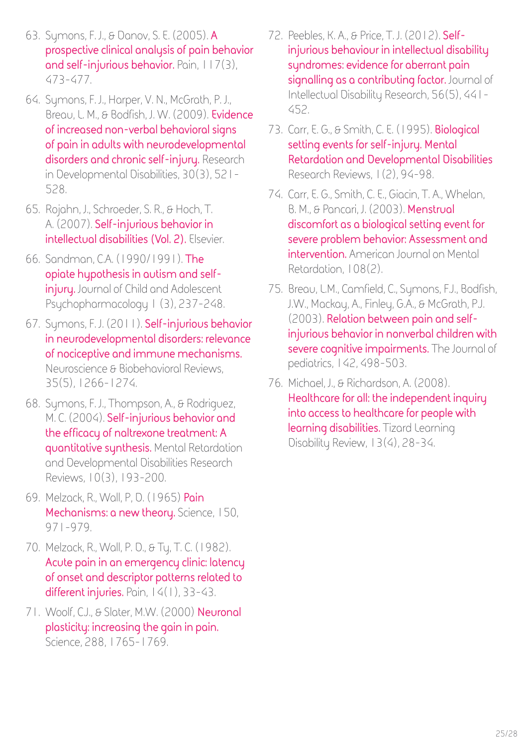63. Symons, F. J., & Danov, S. E. (2005). A prospective clinical analysis of pain behavior and self-injurious behavior. Pain, 117(3), 473-477.

64. Symons, F. J., Harper, V. N., McGrath, P. J., Breau, L. M., & Bodfish, J. W. (2009). Evidence of increased non-verbal behavioral signs of pain in adults with neurodevelopmental disorders and chronic self-injury. Research in Developmental Disabilities, 30(3), 521-528.

65. Rojahn, J., Schroeder, S. R., & Hoch, T. A. (2007). Self-injurious behavior in intellectual disabilities (Vol. 2). Elsevier.

66. Sandman, C.A. (1990/1991). The opiate hypothesis in autism and self-injury. Journal of Child and Adolescent Psychopharmacology 1 (3), 237-248.

67. Symons, F. J. (2011). Self-injurious behavior in neurodevelopmental disorders: relevance of nociceptive and immune mechanisms. Neuroscience & Biobehavioral Reviews, 35(5), 1266-1274.

68. Symons, F. J., Thompson, A., & Rodriguez, M. C. (2004). Self-injurious behavior and the efficacy of naltrexone treatment: A quantitative synthesis. Mental Retardation and Developmental Disabilities Research Reviews, 10(3), 193-200.

69. Melzack, R., Wall, P, D. (1965) Pain Mechanisms: a new theory. Science, 150, 971-979.

70. Melzack, R., Wall, P. D., & Ty, T. C. (1982). Acute pain in an emergency clinic: latency of onset and descriptor patterns related to different injuries. Pain, 14(1), 33-43.

71. Woolf, C.J., & Slater, M.W. (2000) Neuronal plasticity: increasing the gain in pain. Science, 288, 1765-1769.

72. Peebles, K. A., & Price, T. J. (2012). Self-injurious behaviour in intellectual disability syndromes: evidence for aberrant pain signalling as a contributing factor. Journal of Intellectual Disability Research, 56(5), 441-452.

73. Carr, E. G., & Smith, C. E. (1995). Biological setting events for self-injury. Mental Retardation and Developmental Disabilities Research Reviews, 1(2), 94-98.

74. Carr, E. G., Smith, C. E., Giacin, T. A., Whelan, B. M., & Pancari, J. (2003). Menstrual discomfort as a biological setting event for severe problem behavior: Assessment and intervention. American Journal on Mental Retardation, 108(2).

75. Breau, L.M., Camfield, C., Symons, F.J., Bodfish, J.W., Mackay, A., Finley, G.A., & McGrath, P.J. (2003). Relation between pain and self-injurious behavior in nonverbal children with severe cognitive impairments. The Journal of pediatrics, 142, 498-503.

76. Michael, J., & Richardson, A. (2008). Healthcare for all: the independent inquiry into access to healthcare for people with learning disabilities. Tizard Learning Disability Review, 13(4), 28-34.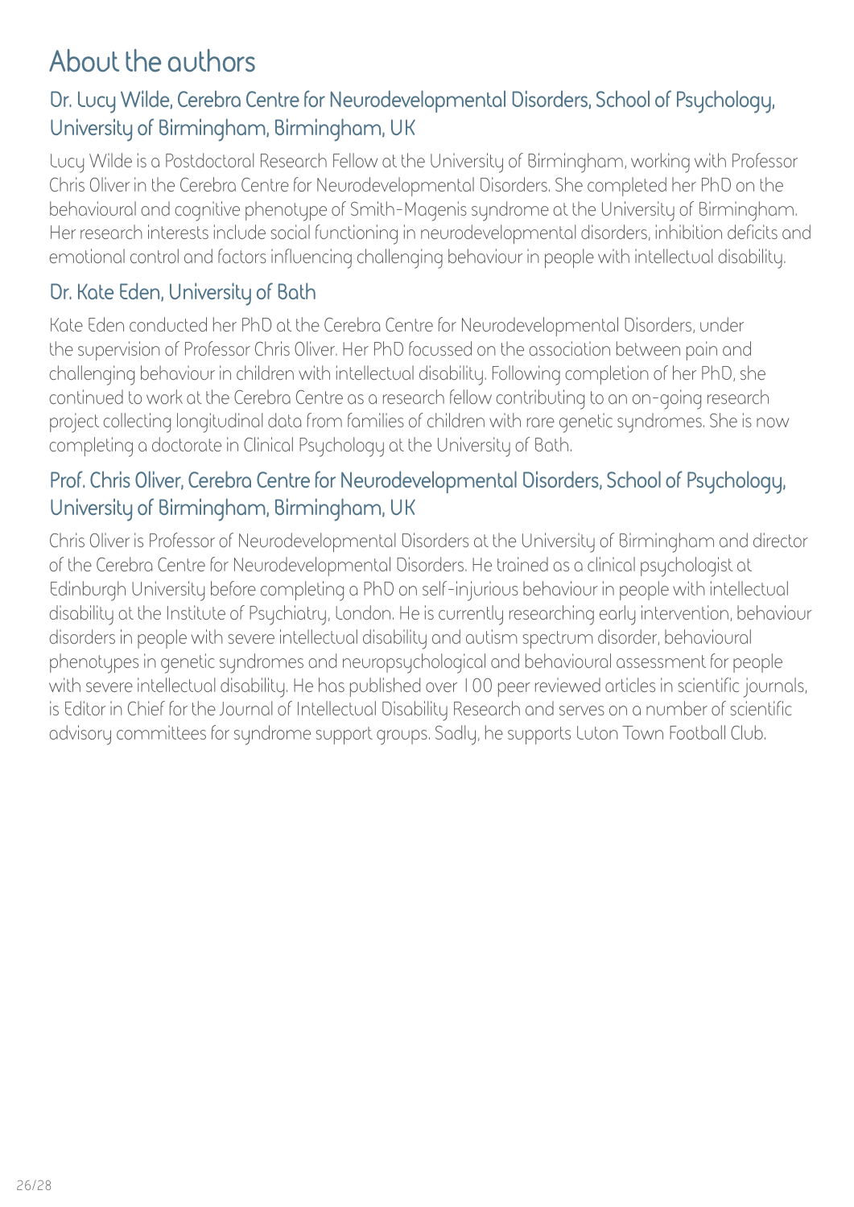# About the authors

## Dr. Lucy Wilde, Cerebra Centre for Neurodevelopmental Disorders, School of Psychology, University of Birmingham, Birmingham, UK

Lucy Wilde is a Postdoctoral Research Fellow at the University of Birmingham, working with Professor Chris Oliver in the Cerebra Centre for Neurodevelopmental Disorders. She completed her PhD on the behavioural and cognitive phenotype of Smith-Magenis syndrome at the University of Birmingham. Her research interests include social functioning in neurodevelopmental disorders, inhibition deficits and emotional control and factors influencing challenging behaviour in people with intellectual disability.

## Dr. Kate Eden, University of Bath

Kate Eden conducted her PhD at the Cerebra Centre for Neurodevelopmental Disorders, under the supervision of Professor Chris Oliver. Her PhD focussed on the association between pain and challenging behaviour in children with intellectual disability. Following completion of her PhD, she continued to work at the Cerebra Centre as a research fellow contributing to an on-going research project collecting longitudinal data from families of children with rare genetic syndromes. She is now completing a doctorate in Clinical Psychology at the University of Bath.

## Prof. Chris Oliver, Cerebra Centre for Neurodevelopmental Disorders, School of Psychology, University of Birmingham, Birmingham, UK

Chris Oliver is Professor of Neurodevelopmental Disorders at the University of Birmingham and director of the Cerebra Centre for Neurodevelopmental Disorders. He trained as a clinical psychologist at Edinburgh University before completing a PhD on self-injurious behaviour in people with intellectual disability at the Institute of Psychiatry, London. He is currently researching early intervention, behaviour disorders in people with severe intellectual disability and autism spectrum disorder, behavioural phenotypes in genetic syndromes and neuropsychological and behavioural assessment for people with severe intellectual disability. He has published over 100 peer reviewed articles in scientific journals, is Editor in Chief for the Journal of Intellectual Disability Research and serves on a number of scientific advisory committees for syndrome support groups. Sadly, he supports Luton Town Football Club.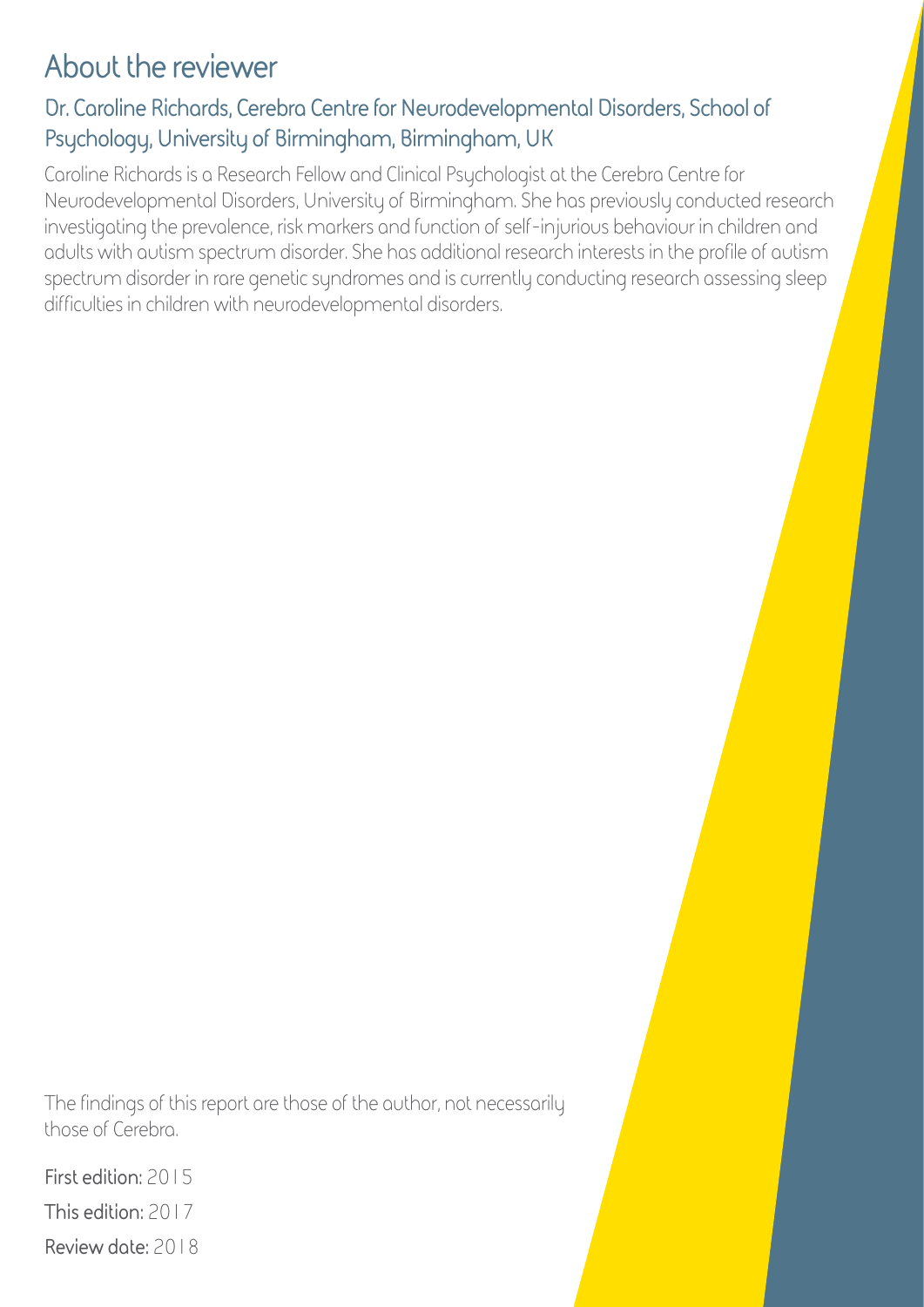# About the reviewer

## Dr. Caroline Richards, Cerebra Centre for Neurodevelopmental Disorders, School of Psychology, University of Birmingham, Birmingham, UK

Caroline Richards is a Research Fellow and Clinical Psychologist at the Cerebra Centre for Neurodevelopmental Disorders, University of Birmingham. She has previously conducted research investigating the prevalence, risk markers and function of self-injurious behaviour in children and adults with autism spectrum disorder. She has additional research interests in the profile of autism spectrum disorder in rare genetic syndromes and is currently conducting research assessing sleep difficulties in children with neurodevelopmental disorders.

The findings of this report are those of the author, not necessarily those of Cerebra.

**First edition:** 2015

**This edition:** 2017

**Review date:** 2018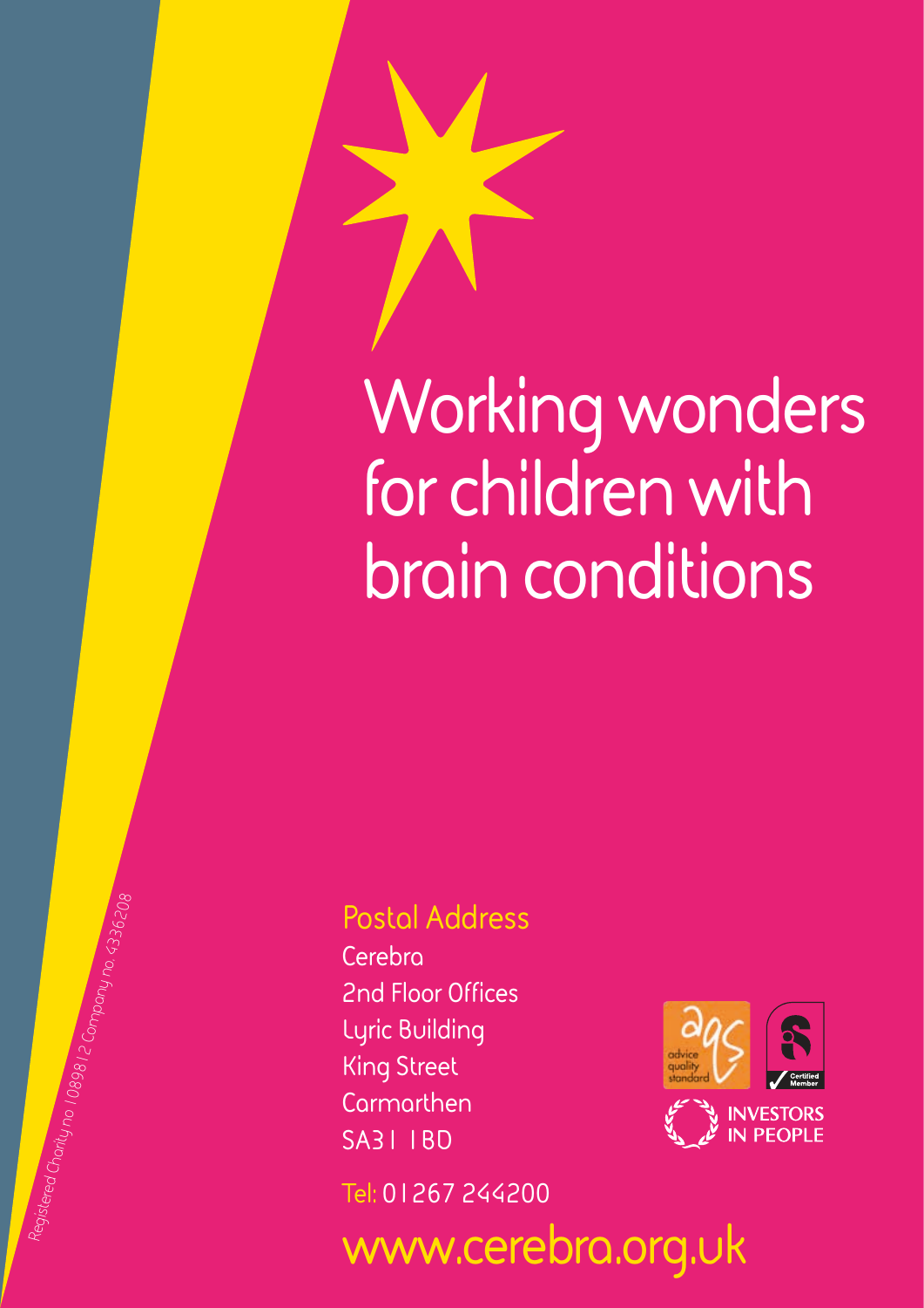# Working wonders for children with brain conditions

## Postal Address

Cerebra
2nd Floor Offices
Lyric Building
King Street
Carmarthen
SA31 1BD

Tel: 01267 244200

www.cerebra.org.uk

Registered Charity no 1089812 Company no. 4336208